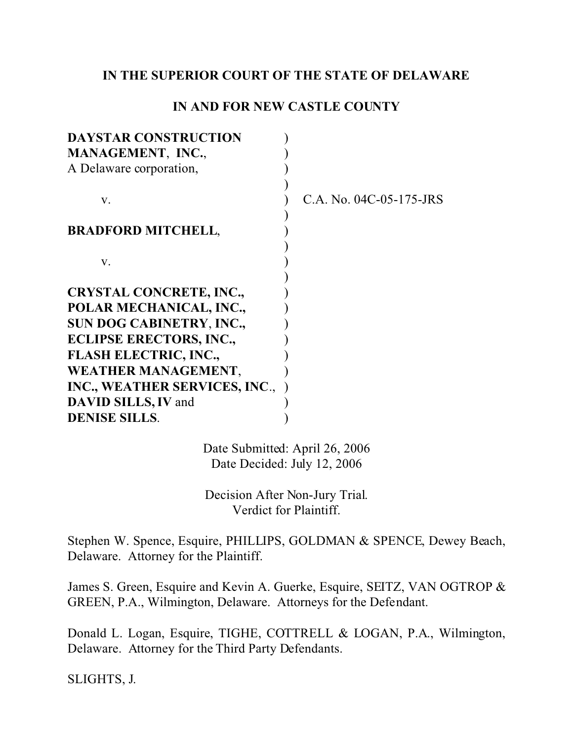**IN THE SUPERIOR COURT OF THE STATE OF DELAWARE**

**IN AND FOR NEW CASTLE COUNTY**

| | | |
|---|---|---|
| **DAYSTAR CONSTRUCTION MANAGEMENT, INC.**, A Delaware corporation, | ) | |
| v. | ) | C.A. No. 04C-05-175-JRS |
| **BRADFORD MITCHELL**, | ) | |
| v. | ) | |
| **CRYSTAL CONCRETE, INC., POLAR MECHANICAL, INC., SUN DOG CABINETRY, INC., ECLIPSE ERECTORS, INC., FLASH ELECTRIC, INC., WEATHER MANAGEMENT, INC., WEATHER SERVICES, INC., DAVID SILLS, IV** and **DENISE SILLS**. | ) | |

Date Submitted: April 26, 2006
Date Decided: July 12, 2006

Decision After Non-Jury Trial.
Verdict for Plaintiff.

Stephen W. Spence, Esquire, PHILLIPS, GOLDMAN & SPENCE, Dewey Beach, Delaware. Attorney for the Plaintiff.

James S. Green, Esquire and Kevin A. Guerke, Esquire, SEITZ, VAN OGTROP & GREEN, P.A., Wilmington, Delaware. Attorneys for the Defendant.

Donald L. Logan, Esquire, TIGHE, COTTRELL & LOGAN, P.A., Wilmington, Delaware. Attorney for the Third Party Defendants.

SLIGHTS, J.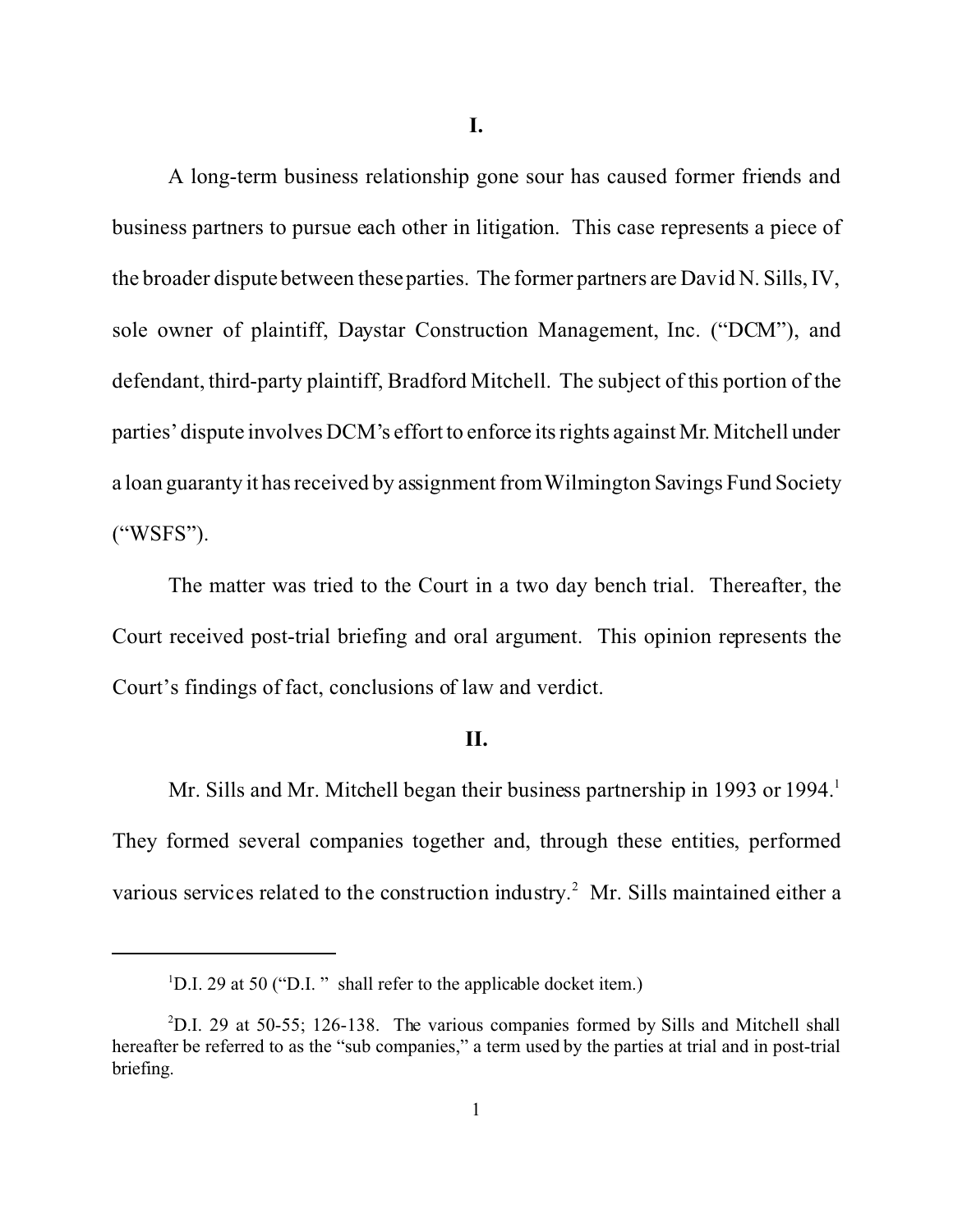# I.

A long-term business relationship gone sour has caused former friends and business partners to pursue each other in litigation. This case represents a piece of the broader dispute between these parties. The former partners are David N. Sills, IV, sole owner of plaintiff, Daystar Construction Management, Inc. ("DCM"), and defendant, third-party plaintiff, Bradford Mitchell. The subject of this portion of the parties' dispute involves DCM's effort to enforce its rights against Mr. Mitchell under a loan guaranty it has received by assignment from Wilmington Savings Fund Society ("WSFS").

The matter was tried to the Court in a two day bench trial. Thereafter, the Court received post-trial briefing and oral argument. This opinion represents the Court's findings of fact, conclusions of law and verdict.

# II.

Mr. Sills and Mr. Mitchell began their business partnership in 1993 or 1994.[1] They formed several companies together and, through these entities, performed various services related to the construction industry.[2] Mr. Sills maintained either a

---

[1] D.I. 29 at 50 ("D.I. " shall refer to the applicable docket item.)

[2] D.I. 29 at 50-55; 126-138. The various companies formed by Sills and Mitchell shall hereafter be referred to as the "sub companies," a term used by the parties at trial and in post-trial briefing.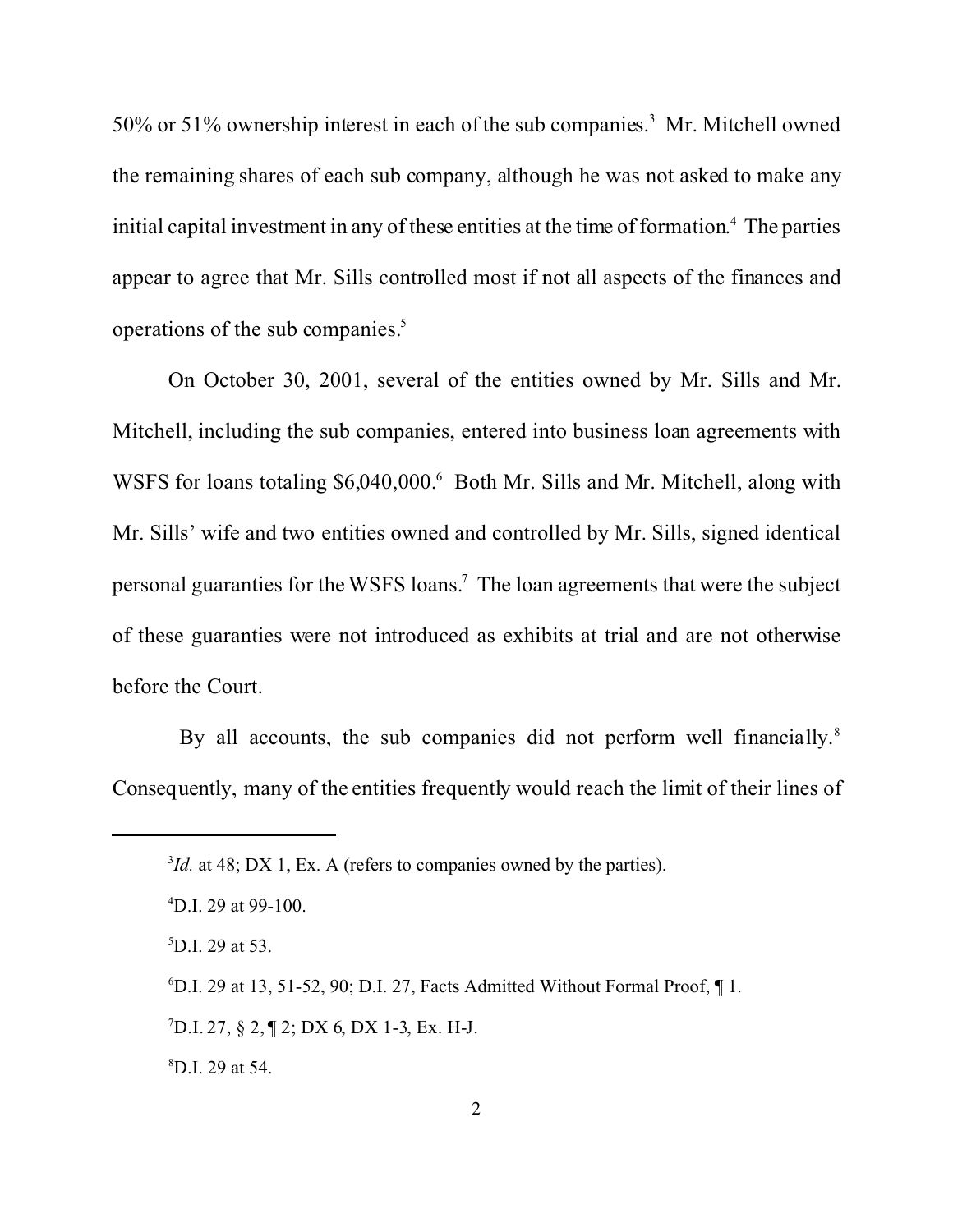50% or 51% ownership interest in each of the sub companies.[3] Mr. Mitchell owned the remaining shares of each sub company, although he was not asked to make any initial capital investment in any of these entities at the time of formation.[4] The parties appear to agree that Mr. Sills controlled most if not all aspects of the finances and operations of the sub companies.[5]

On October 30, 2001, several of the entities owned by Mr. Sills and Mr. Mitchell, including the sub companies, entered into business loan agreements with WSFS for loans totaling $6,040,000.[6] Both Mr. Sills and Mr. Mitchell, along with Mr. Sills' wife and two entities owned and controlled by Mr. Sills, signed identical personal guaranties for the WSFS loans.[7] The loan agreements that were the subject of these guaranties were not introduced as exhibits at trial and are not otherwise before the Court.

By all accounts, the sub companies did not perform well financially.[8] Consequently, many of the entities frequently would reach the limit of their lines of

---

[3] *Id.* at 48; DX 1, Ex. A (refers to companies owned by the parties).

[4] D.I. 29 at 99-100.

[5] D.I. 29 at 53.

[6] D.I. 29 at 13, 51-52, 90; D.I. 27, Facts Admitted Without Formal Proof, ¶ 1.

[7] D.I. 27, § 2, ¶ 2; DX 6, DX 1-3, Ex. H-J.

[8] D.I. 29 at 54.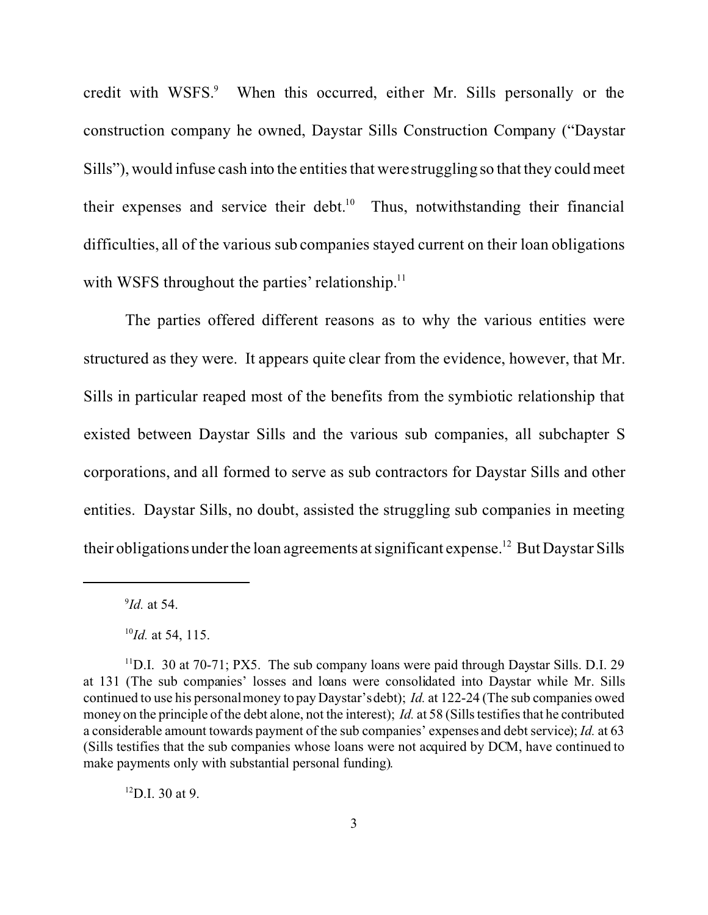credit with WSFS.[9] When this occurred, either Mr. Sills personally or the construction company he owned, Daystar Sills Construction Company ("Daystar Sills"), would infuse cash into the entities that were struggling so that they could meet their expenses and service their debt.[10] Thus, notwithstanding their financial difficulties, all of the various sub companies stayed current on their loan obligations with WSFS throughout the parties' relationship.[11]

The parties offered different reasons as to why the various entities were structured as they were. It appears quite clear from the evidence, however, that Mr. Sills in particular reaped most of the benefits from the symbiotic relationship that existed between Daystar Sills and the various sub companies, all subchapter S corporations, and all formed to serve as sub contractors for Daystar Sills and other entities. Daystar Sills, no doubt, assisted the struggling sub companies in meeting their obligations under the loan agreements at significant expense.[12] But Daystar Sills

---

[9] *Id.* at 54.

[10] *Id.* at 54, 115.

[11] D.I. 30 at 70-71; PX5. The sub company loans were paid through Daystar Sills. D.I. 29 at 131 (The sub companies' losses and loans were consolidated into Daystar while Mr. Sills continued to use his personal money to pay Daystar's debt); *Id.* at 122-24 (The sub companies owed money on the principle of the debt alone, not the interest); *Id.* at 58 (Sills testifies that he contributed a considerable amount towards payment of the sub companies' expenses and debt service); *Id.* at 63 (Sills testifies that the sub companies whose loans were not acquired by DCM, have continued to make payments only with substantial personal funding).

[12] D.I. 30 at 9.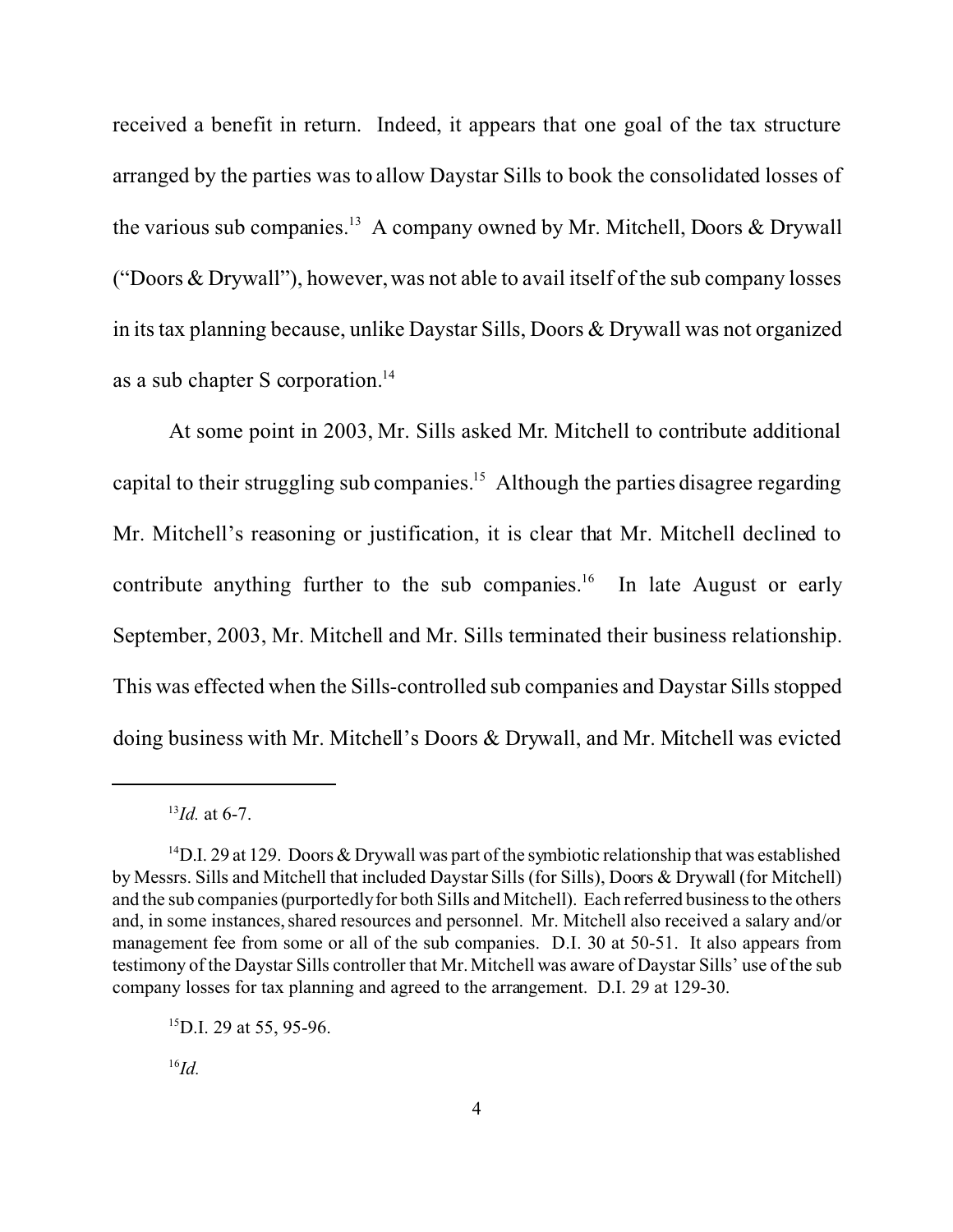received a benefit in return. Indeed, it appears that one goal of the tax structure arranged by the parties was to allow Daystar Sills to book the consolidated losses of the various sub companies.[13] A company owned by Mr. Mitchell, Doors & Drywall ("Doors & Drywall"), however, was not able to avail itself of the sub company losses in its tax planning because, unlike Daystar Sills, Doors & Drywall was not organized as a sub chapter S corporation.[14]

At some point in 2003, Mr. Sills asked Mr. Mitchell to contribute additional capital to their struggling sub companies.[15] Although the parties disagree regarding Mr. Mitchell's reasoning or justification, it is clear that Mr. Mitchell declined to contribute anything further to the sub companies.[16] In late August or early September, 2003, Mr. Mitchell and Mr. Sills terminated their business relationship. This was effected when the Sills-controlled sub companies and Daystar Sills stopped doing business with Mr. Mitchell's Doors & Drywall, and Mr. Mitchell was evicted

---

[13] *Id.* at 6-7.

[14] D.I. 29 at 129. Doors & Drywall was part of the symbiotic relationship that was established by Messrs. Sills and Mitchell that included Daystar Sills (for Sills), Doors & Drywall (for Mitchell) and the sub companies (purportedly for both Sills and Mitchell). Each referred business to the others and, in some instances, shared resources and personnel. Mr. Mitchell also received a salary and/or management fee from some or all of the sub companies. D.I. 30 at 50-51. It also appears from testimony of the Daystar Sills controller that Mr. Mitchell was aware of Daystar Sills' use of the sub company losses for tax planning and agreed to the arrangement. D.I. 29 at 129-30.

[15] D.I. 29 at 55, 95-96.

[16] *Id.*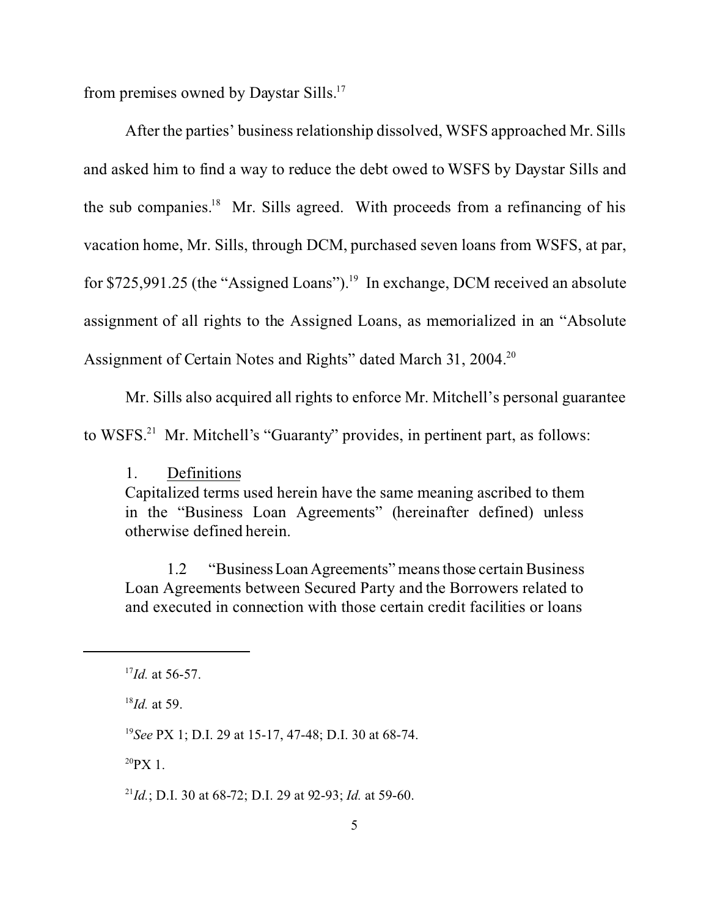from premises owned by Daystar Sills.[17]

After the parties' business relationship dissolved, WSFS approached Mr. Sills and asked him to find a way to reduce the debt owed to WSFS by Daystar Sills and the sub companies.[18] Mr. Sills agreed. With proceeds from a refinancing of his vacation home, Mr. Sills, through DCM, purchased seven loans from WSFS, at par, for $725,991.25 (the "Assigned Loans").[19] In exchange, DCM received an absolute assignment of all rights to the Assigned Loans, as memorialized in an "Absolute Assignment of Certain Notes and Rights" dated March 31, 2004.[20]

Mr. Sills also acquired all rights to enforce Mr. Mitchell's personal guarantee to WSFS.[21] Mr. Mitchell's "Guaranty" provides, in pertinent part, as follows:

> 1. <u>Definitions</u>
> Capitalized terms used herein have the same meaning ascribed to them in the "Business Loan Agreements" (hereinafter defined) unless otherwise defined herein.
>
> 1.2 "Business Loan Agreements" means those certain Business Loan Agreements between Secured Party and the Borrowers related to and executed in connection with those certain credit facilities or loans

---

[17] *Id.* at 56-57.

[18] *Id.* at 59.

[19] *See* PX 1; D.I. 29 at 15-17, 47-48; D.I. 30 at 68-74.

[20] PX 1.

[21] *Id.*; D.I. 30 at 68-72; D.I. 29 at 92-93; *Id.* at 59-60.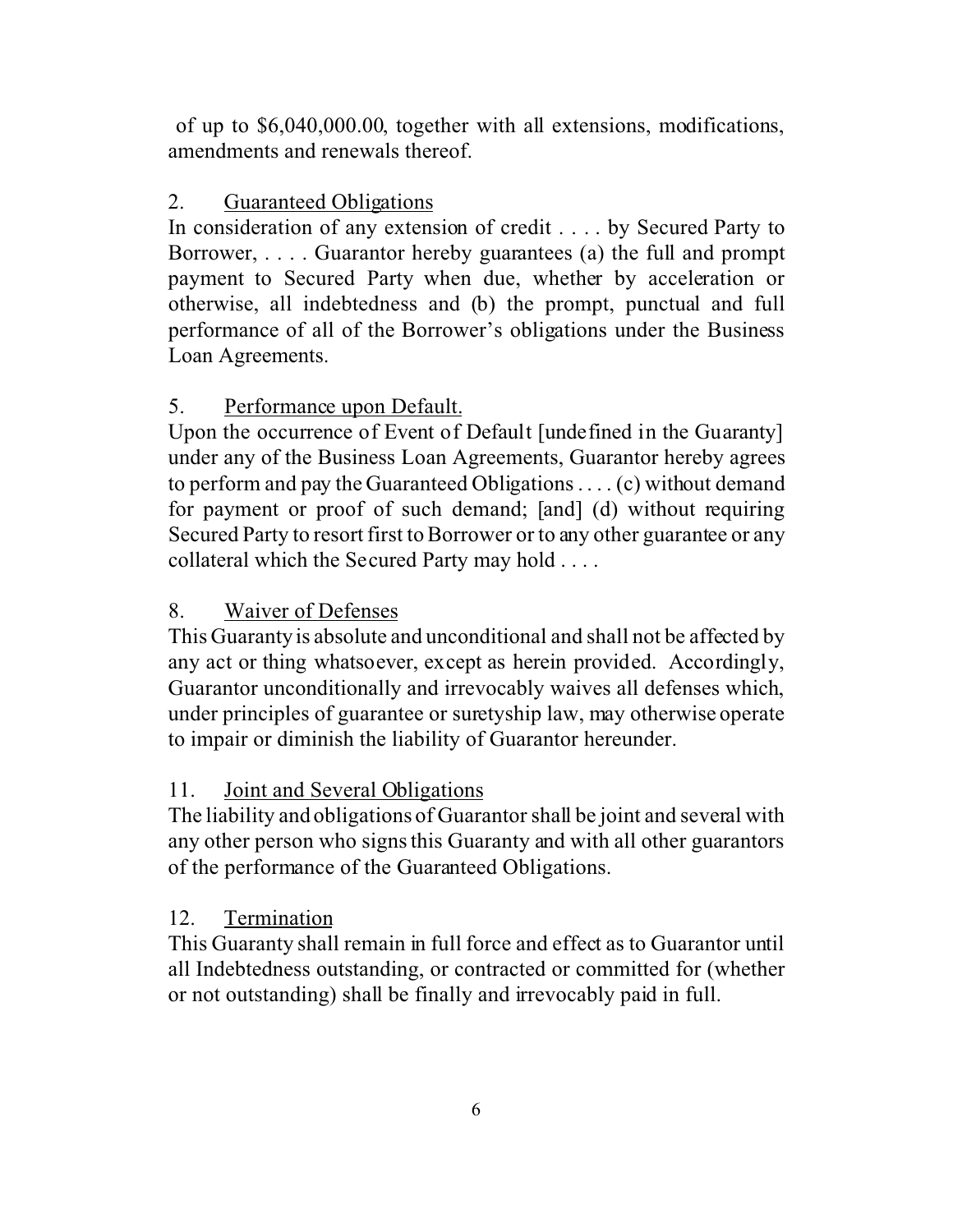of up to $6,040,000.00, together with all extensions, modifications, amendments and renewals thereof.

2. Guaranteed Obligations
In consideration of any extension of credit . . . . by Secured Party to Borrower, . . . . Guarantor hereby guarantees (a) the full and prompt payment to Secured Party when due, whether by acceleration or otherwise, all indebtedness and (b) the prompt, punctual and full performance of all of the Borrower's obligations under the Business Loan Agreements.

5. Performance upon Default.
Upon the occurrence of Event of Default [undefined in the Guaranty] under any of the Business Loan Agreements, Guarantor hereby agrees to perform and pay the Guaranteed Obligations . . . . (c) without demand for payment or proof of such demand; [and] (d) without requiring Secured Party to resort first to Borrower or to any other guarantee or any collateral which the Secured Party may hold . . . .

8. Waiver of Defenses
This Guaranty is absolute and unconditional and shall not be affected by any act or thing whatsoever, except as herein provided. Accordingly, Guarantor unconditionally and irrevocably waives all defenses which, under principles of guarantee or suretyship law, may otherwise operate to impair or diminish the liability of Guarantor hereunder.

11. Joint and Several Obligations
The liability and obligations of Guarantor shall be joint and several with any other person who signs this Guaranty and with all other guarantors of the performance of the Guaranteed Obligations.

12. Termination
This Guaranty shall remain in full force and effect as to Guarantor until all Indebtedness outstanding, or contracted or committed for (whether or not outstanding) shall be finally and irrevocably paid in full.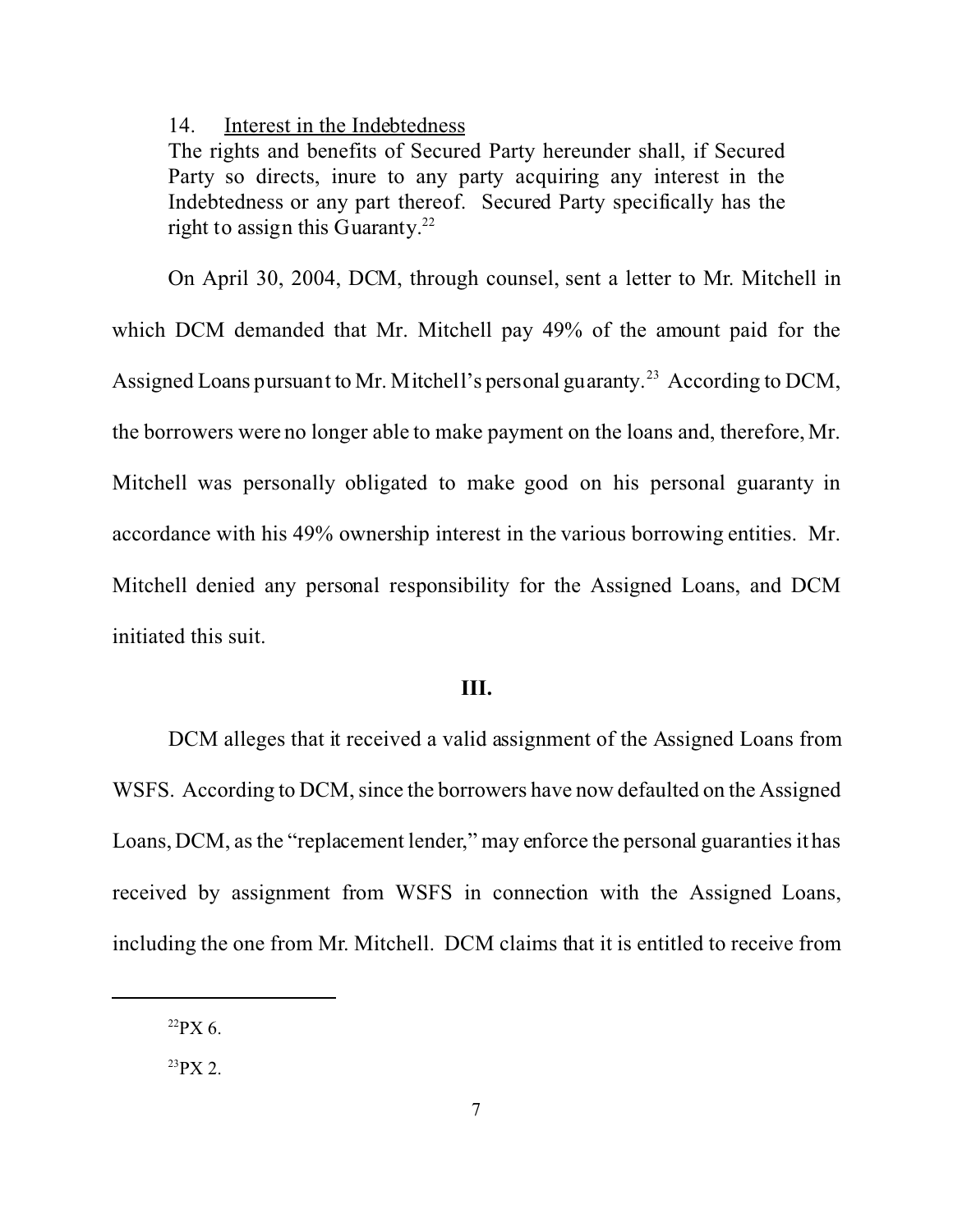> 14. Interest in the Indebtedness
>
> The rights and benefits of Secured Party hereunder shall, if Secured Party so directs, inure to any party acquiring any interest in the Indebtedness or any part thereof. Secured Party specifically has the right to assign this Guaranty.[22]

On April 30, 2004, DCM, through counsel, sent a letter to Mr. Mitchell in which DCM demanded that Mr. Mitchell pay 49% of the amount paid for the Assigned Loans pursuant to Mr. Mitchell's personal guaranty.[23] According to DCM, the borrowers were no longer able to make payment on the loans and, therefore, Mr. Mitchell was personally obligated to make good on his personal guaranty in accordance with his 49% ownership interest in the various borrowing entities. Mr. Mitchell denied any personal responsibility for the Assigned Loans, and DCM initiated this suit.

## III.

DCM alleges that it received a valid assignment of the Assigned Loans from WSFS. According to DCM, since the borrowers have now defaulted on the Assigned Loans, DCM, as the "replacement lender," may enforce the personal guaranties it has received by assignment from WSFS in connection with the Assigned Loans, including the one from Mr. Mitchell. DCM claims that it is entitled to receive from

---

[22] PX 6.

[23] PX 2.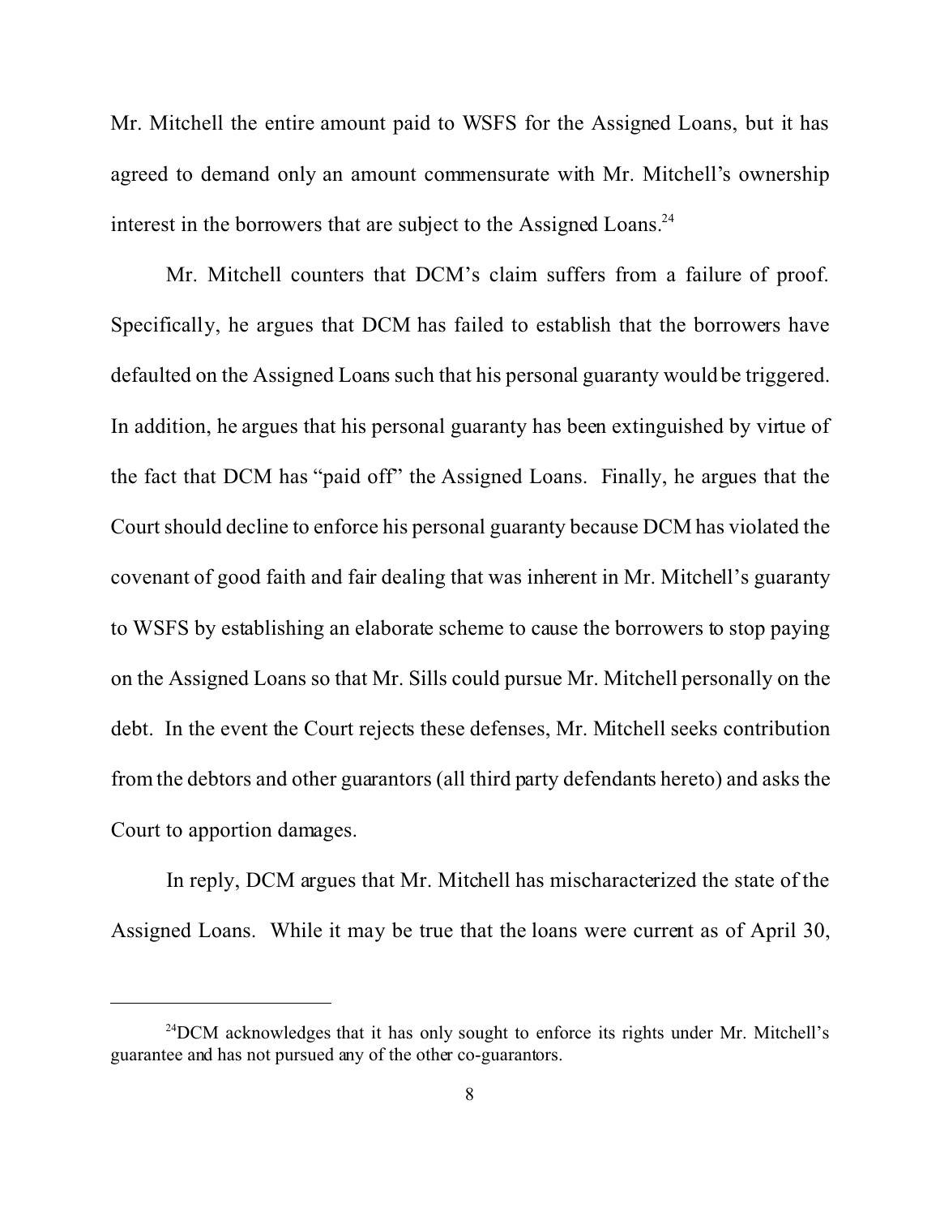Mr. Mitchell the entire amount paid to WSFS for the Assigned Loans, but it has agreed to demand only an amount commensurate with Mr. Mitchell's ownership interest in the borrowers that are subject to the Assigned Loans.[24]

Mr. Mitchell counters that DCM's claim suffers from a failure of proof. Specifically, he argues that DCM has failed to establish that the borrowers have defaulted on the Assigned Loans such that his personal guaranty would be triggered. In addition, he argues that his personal guaranty has been extinguished by virtue of the fact that DCM has "paid off" the Assigned Loans. Finally, he argues that the Court should decline to enforce his personal guaranty because DCM has violated the covenant of good faith and fair dealing that was inherent in Mr. Mitchell's guaranty to WSFS by establishing an elaborate scheme to cause the borrowers to stop paying on the Assigned Loans so that Mr. Sills could pursue Mr. Mitchell personally on the debt. In the event the Court rejects these defenses, Mr. Mitchell seeks contribution from the debtors and other guarantors (all third party defendants hereto) and asks the Court to apportion damages.

In reply, DCM argues that Mr. Mitchell has mischaracterized the state of the Assigned Loans. While it may be true that the loans were current as of April 30,

---

[24] DCM acknowledges that it has only sought to enforce its rights under Mr. Mitchell's guarantee and has not pursued any of the other co-guarantors.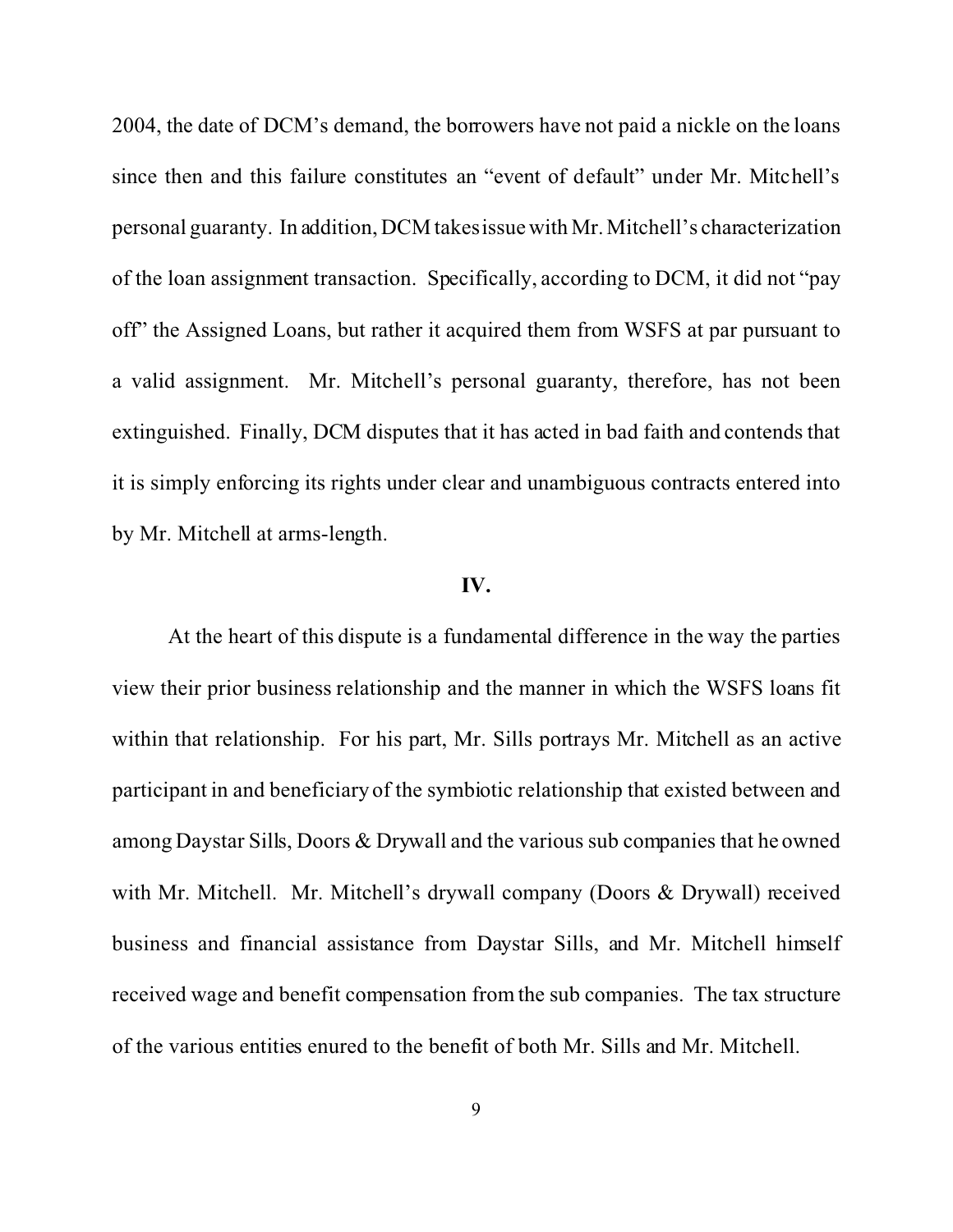2004, the date of DCM's demand, the borrowers have not paid a nickle on the loans since then and this failure constitutes an "event of default" under Mr. Mitchell's personal guaranty. In addition, DCM takes issue with Mr. Mitchell's characterization of the loan assignment transaction. Specifically, according to DCM, it did not "pay off" the Assigned Loans, but rather it acquired them from WSFS at par pursuant to a valid assignment. Mr. Mitchell's personal guaranty, therefore, has not been extinguished. Finally, DCM disputes that it has acted in bad faith and contends that it is simply enforcing its rights under clear and unambiguous contracts entered into by Mr. Mitchell at arms-length.

## IV.

At the heart of this dispute is a fundamental difference in the way the parties view their prior business relationship and the manner in which the WSFS loans fit within that relationship. For his part, Mr. Sills portrays Mr. Mitchell as an active participant in and beneficiary of the symbiotic relationship that existed between and among Daystar Sills, Doors & Drywall and the various sub companies that he owned with Mr. Mitchell. Mr. Mitchell's drywall company (Doors & Drywall) received business and financial assistance from Daystar Sills, and Mr. Mitchell himself received wage and benefit compensation from the sub companies. The tax structure of the various entities enured to the benefit of both Mr. Sills and Mr. Mitchell.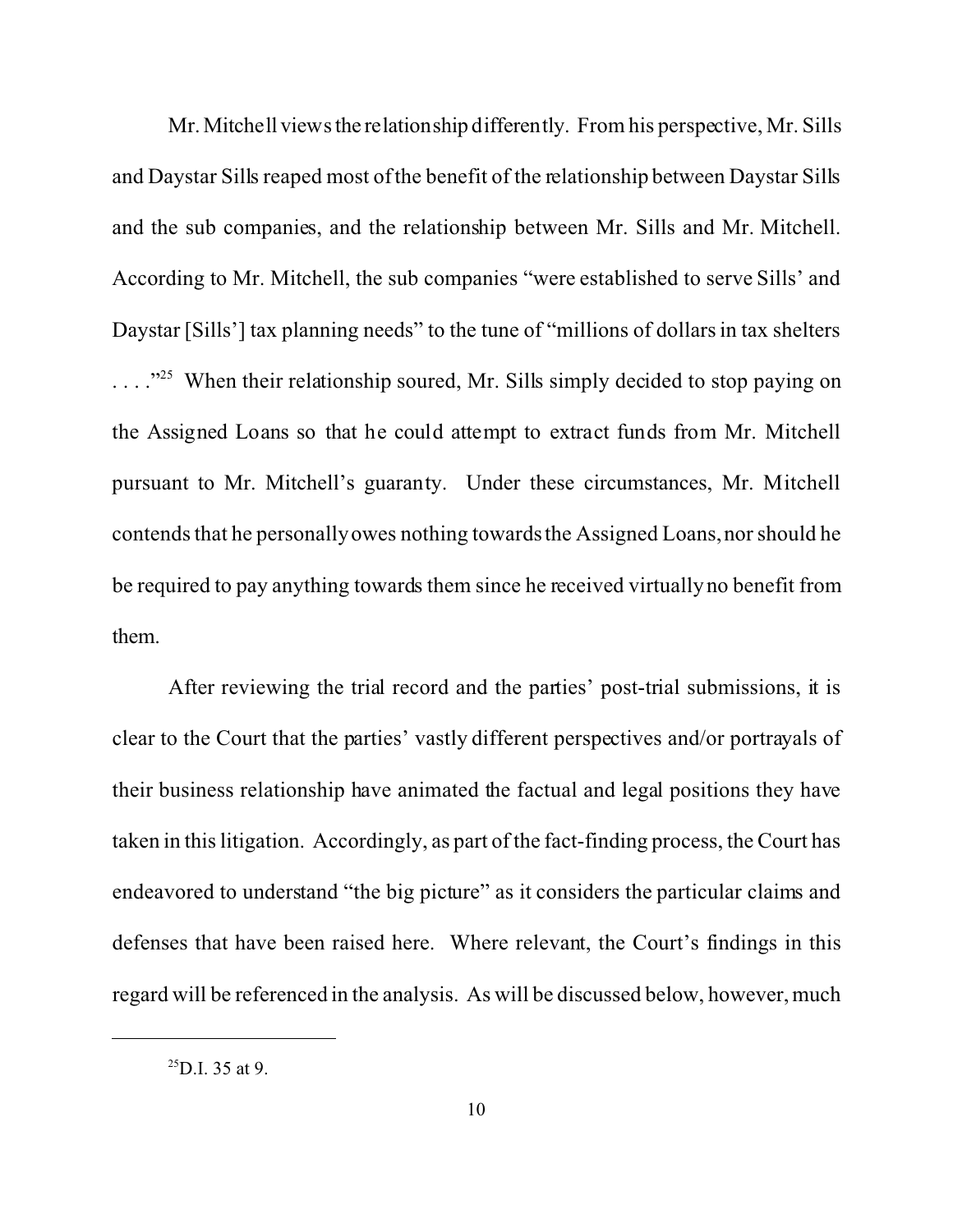Mr. Mitchell views the relationship differently. From his perspective, Mr. Sills and Daystar Sills reaped most of the benefit of the relationship between Daystar Sills and the sub companies, and the relationship between Mr. Sills and Mr. Mitchell. According to Mr. Mitchell, the sub companies "were established to serve Sills' and Daystar [Sills'] tax planning needs" to the tune of "millions of dollars in tax shelters . . . ."[25] When their relationship soured, Mr. Sills simply decided to stop paying on the Assigned Loans so that he could attempt to extract funds from Mr. Mitchell pursuant to Mr. Mitchell's guaranty. Under these circumstances, Mr. Mitchell contends that he personally owes nothing towards the Assigned Loans, nor should he be required to pay anything towards them since he received virtually no benefit from them.

After reviewing the trial record and the parties' post-trial submissions, it is clear to the Court that the parties' vastly different perspectives and/or portrayals of their business relationship have animated the factual and legal positions they have taken in this litigation. Accordingly, as part of the fact-finding process, the Court has endeavored to understand "the big picture" as it considers the particular claims and defenses that have been raised here. Where relevant, the Court's findings in this regard will be referenced in the analysis. As will be discussed below, however, much

---

[25] D.I. 35 at 9.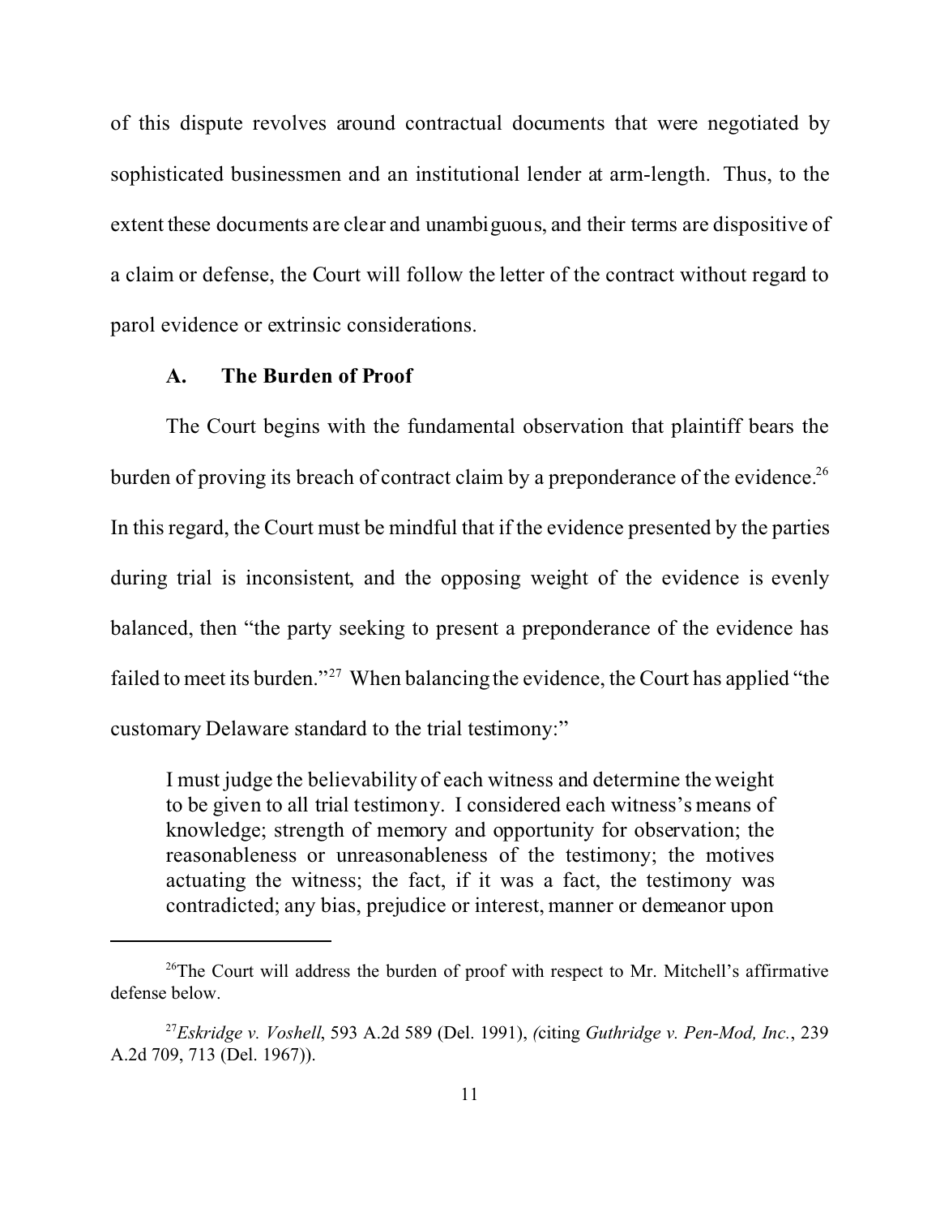of this dispute revolves around contractual documents that were negotiated by sophisticated businessmen and an institutional lender at arm-length. Thus, to the extent these documents are clear and unambiguous, and their terms are dispositive of a claim or defense, the Court will follow the letter of the contract without regard to parol evidence or extrinsic considerations.

### A. The Burden of Proof

The Court begins with the fundamental observation that plaintiff bears the burden of proving its breach of contract claim by a preponderance of the evidence.[26] In this regard, the Court must be mindful that if the evidence presented by the parties during trial is inconsistent, and the opposing weight of the evidence is evenly balanced, then "the party seeking to present a preponderance of the evidence has failed to meet its burden."[27] When balancing the evidence, the Court has applied "the customary Delaware standard to the trial testimony:"

> I must judge the believability of each witness and determine the weight to be given to all trial testimony. I considered each witness's means of knowledge; strength of memory and opportunity for observation; the reasonableness or unreasonableness of the testimony; the motives actuating the witness; the fact, if it was a fact, the testimony was contradicted; any bias, prejudice or interest, manner or demeanor upon

---

[26] The Court will address the burden of proof with respect to Mr. Mitchell's affirmative defense below.

[27] *Eskridge v. Voshell*, 593 A.2d 589 (Del. 1991), (citing *Guthridge v. Pen-Mod, Inc.*, 239 A.2d 709, 713 (Del. 1967)).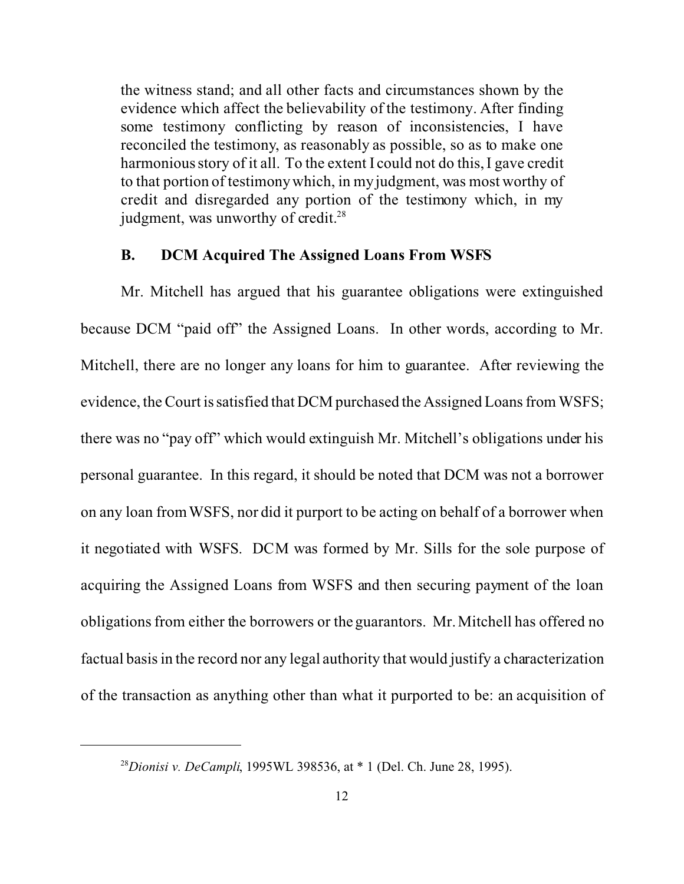> the witness stand; and all other facts and circumstances shown by the evidence which affect the believability of the testimony. After finding some testimony conflicting by reason of inconsistencies, I have reconciled the testimony, as reasonably as possible, so as to make one harmonious story of it all. To the extent I could not do this, I gave credit to that portion of testimony which, in my judgment, was most worthy of credit and disregarded any portion of the testimony which, in my judgment, was unworthy of credit.[28]

### B. DCM Acquired The Assigned Loans From WSFS

Mr. Mitchell has argued that his guarantee obligations were extinguished because DCM "paid off" the Assigned Loans. In other words, according to Mr. Mitchell, there are no longer any loans for him to guarantee. After reviewing the evidence, the Court is satisfied that DCM purchased the Assigned Loans from WSFS; there was no "pay off" which would extinguish Mr. Mitchell's obligations under his personal guarantee. In this regard, it should be noted that DCM was not a borrower on any loan from WSFS, nor did it purport to be acting on behalf of a borrower when it negotiated with WSFS. DCM was formed by Mr. Sills for the sole purpose of acquiring the Assigned Loans from WSFS and then securing payment of the loan obligations from either the borrowers or the guarantors. Mr. Mitchell has offered no factual basis in the record nor any legal authority that would justify a characterization of the transaction as anything other than what it purported to be: an acquisition of

---

[28] *Dionisi v. DeCampli*, 1995WL 398536, at * 1 (Del. Ch. June 28, 1995).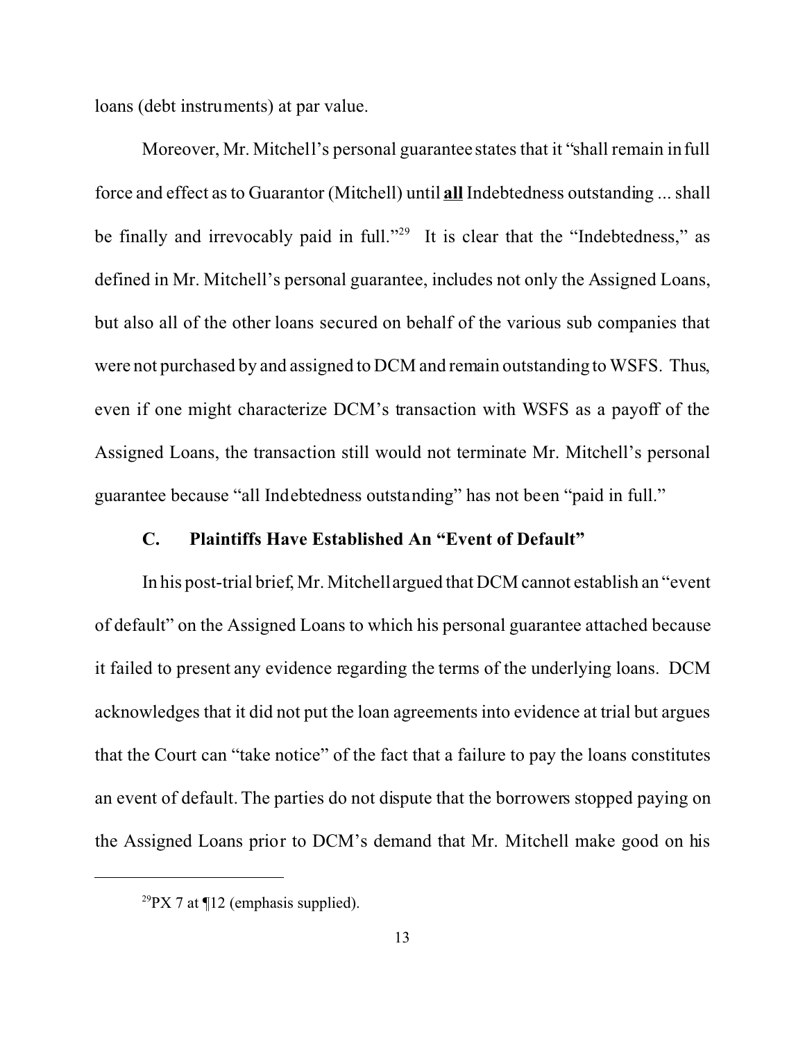loans (debt instruments) at par value.

Moreover, Mr. Mitchell's personal guarantee states that it "shall remain in full force and effect as to Guarantor (Mitchell) until **all** Indebtedness outstanding ... shall be finally and irrevocably paid in full."[29] It is clear that the "Indebtedness," as defined in Mr. Mitchell's personal guarantee, includes not only the Assigned Loans, but also all of the other loans secured on behalf of the various sub companies that were not purchased by and assigned to DCM and remain outstanding to WSFS. Thus, even if one might characterize DCM's transaction with WSFS as a payoff of the Assigned Loans, the transaction still would not terminate Mr. Mitchell's personal guarantee because "all Indebtedness outstanding" has not been "paid in full."

### C. Plaintiffs Have Established An "Event of Default"

In his post-trial brief, Mr. Mitchell argued that DCM cannot establish an "event of default" on the Assigned Loans to which his personal guarantee attached because it failed to present any evidence regarding the terms of the underlying loans. DCM acknowledges that it did not put the loan agreements into evidence at trial but argues that the Court can "take notice" of the fact that a failure to pay the loans constitutes an event of default. The parties do not dispute that the borrowers stopped paying on the Assigned Loans prior to DCM's demand that Mr. Mitchell make good on his

---

[29] PX 7 at ¶12 (emphasis supplied).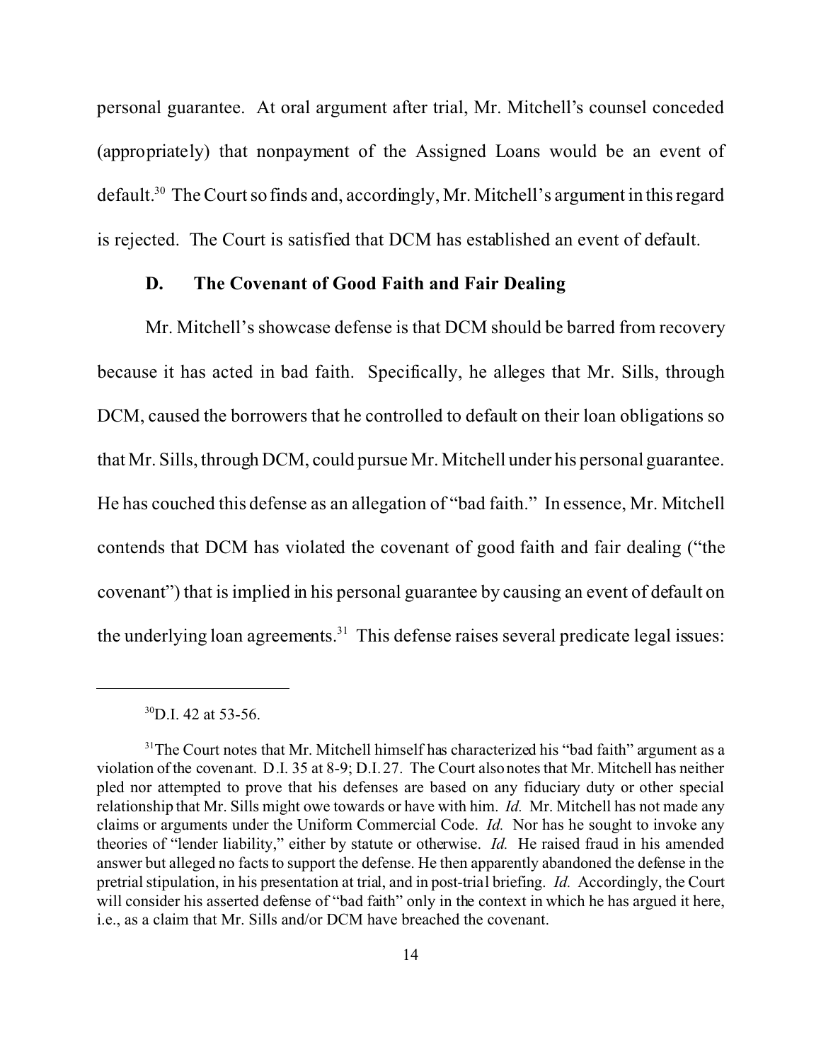personal guarantee. At oral argument after trial, Mr. Mitchell's counsel conceded (appropriately) that nonpayment of the Assigned Loans would be an event of default.[30] The Court so finds and, accordingly, Mr. Mitchell's argument in this regard is rejected. The Court is satisfied that DCM has established an event of default.

### D. The Covenant of Good Faith and Fair Dealing

Mr. Mitchell's showcase defense is that DCM should be barred from recovery because it has acted in bad faith. Specifically, he alleges that Mr. Sills, through DCM, caused the borrowers that he controlled to default on their loan obligations so that Mr. Sills, through DCM, could pursue Mr. Mitchell under his personal guarantee. He has couched this defense as an allegation of "bad faith." In essence, Mr. Mitchell contends that DCM has violated the covenant of good faith and fair dealing ("the covenant") that is implied in his personal guarantee by causing an event of default on the underlying loan agreements.[31] This defense raises several predicate legal issues:

---

[30] D.I. 42 at 53-56.

[31] The Court notes that Mr. Mitchell himself has characterized his "bad faith" argument as a violation of the covenant. D.I. 35 at 8-9; D.I. 27. The Court also notes that Mr. Mitchell has neither pled nor attempted to prove that his defenses are based on any fiduciary duty or other special relationship that Mr. Sills might owe towards or have with him. *Id.* Mr. Mitchell has not made any claims or arguments under the Uniform Commercial Code. *Id.* Nor has he sought to invoke any theories of "lender liability," either by statute or otherwise. *Id.* He raised fraud in his amended answer but alleged no facts to support the defense. He then apparently abandoned the defense in the pretrial stipulation, in his presentation at trial, and in post-trial briefing. *Id.* Accordingly, the Court will consider his asserted defense of "bad faith" only in the context in which he has argued it here, i.e., as a claim that Mr. Sills and/or DCM have breached the covenant.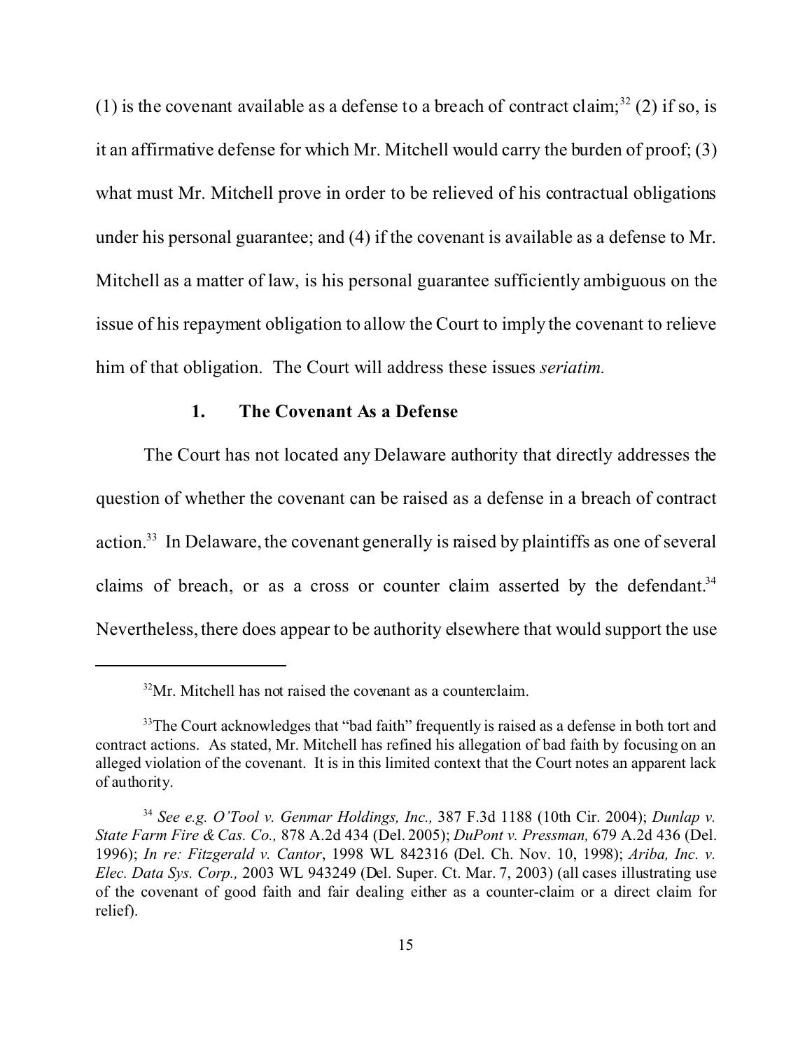(1) is the covenant available as a defense to a breach of contract claim;[32] (2) if so, is it an affirmative defense for which Mr. Mitchell would carry the burden of proof; (3) what must Mr. Mitchell prove in order to be relieved of his contractual obligations under his personal guarantee; and (4) if the covenant is available as a defense to Mr. Mitchell as a matter of law, is his personal guarantee sufficiently ambiguous on the issue of his repayment obligation to allow the Court to imply the covenant to relieve him of that obligation. The Court will address these issues *seriatim.*

### 1. The Covenant As a Defense

The Court has not located any Delaware authority that directly addresses the question of whether the covenant can be raised as a defense in a breach of contract action.[33] In Delaware, the covenant generally is raised by plaintiffs as one of several claims of breach, or as a cross or counter claim asserted by the defendant.[34] Nevertheless, there does appear to be authority elsewhere that would support the use

---

[32] Mr. Mitchell has not raised the covenant as a counterclaim.

[33] The Court acknowledges that "bad faith" frequently is raised as a defense in both tort and contract actions. As stated, Mr. Mitchell has refined his allegation of bad faith by focusing on an alleged violation of the covenant. It is in this limited context that the Court notes an apparent lack of authority.

[34] *See e.g. O'Tool v. Genmar Holdings, Inc.,* 387 F.3d 1188 (10th Cir. 2004); *Dunlap v. State Farm Fire & Cas. Co.,* 878 A.2d 434 (Del. 2005); *DuPont v. Pressman,* 679 A.2d 436 (Del. 1996); *In re: Fitzgerald v. Cantor*, 1998 WL 842316 (Del. Ch. Nov. 10, 1998); *Ariba, Inc. v. Elec. Data Sys. Corp.,* 2003 WL 943249 (Del. Super. Ct. Mar. 7, 2003) (all cases illustrating use of the covenant of good faith and fair dealing either as a counter-claim or a direct claim for relief).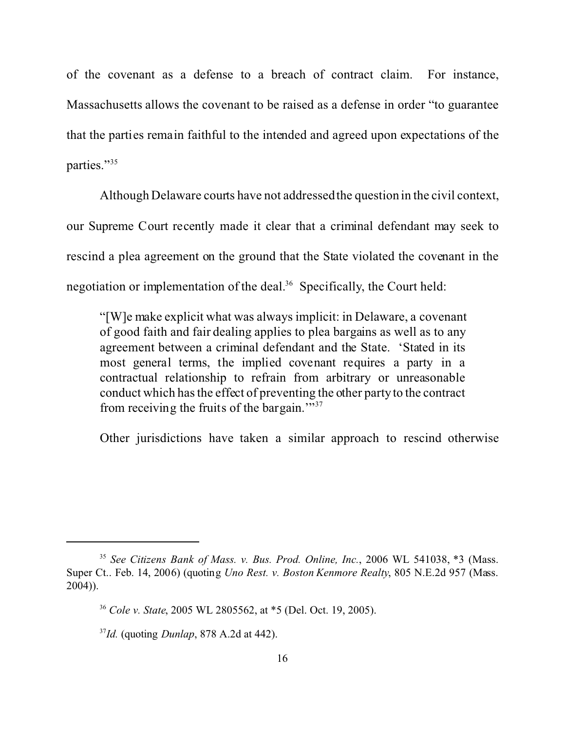of the covenant as a defense to a breach of contract claim. For instance, Massachusetts allows the covenant to be raised as a defense in order "to guarantee that the parties remain faithful to the intended and agreed upon expectations of the parties."[35]

Although Delaware courts have not addressed the question in the civil context, our Supreme Court recently made it clear that a criminal defendant may seek to rescind a plea agreement on the ground that the State violated the covenant in the negotiation or implementation of the deal.[36] Specifically, the Court held:

> "[W]e make explicit what was always implicit: in Delaware, a covenant of good faith and fair dealing applies to plea bargains as well as to any agreement between a criminal defendant and the State. 'Stated in its most general terms, the implied covenant requires a party in a contractual relationship to refrain from arbitrary or unreasonable conduct which has the effect of preventing the other party to the contract from receiving the fruits of the bargain.'"[37]

Other jurisdictions have taken a similar approach to rescind otherwise

---

[35] *See Citizens Bank of Mass. v. Bus. Prod. Online, Inc.*, 2006 WL 541038, *3 (Mass. Super Ct.. Feb. 14, 2006) (quoting *Uno Rest. v. Boston Kenmore Realty*, 805 N.E.2d 957 (Mass. 2004)).

[36] *Cole v. State*, 2005 WL 2805562, at *5 (Del. Oct. 19, 2005).

[37] *Id.* (quoting *Dunlap*, 878 A.2d at 442).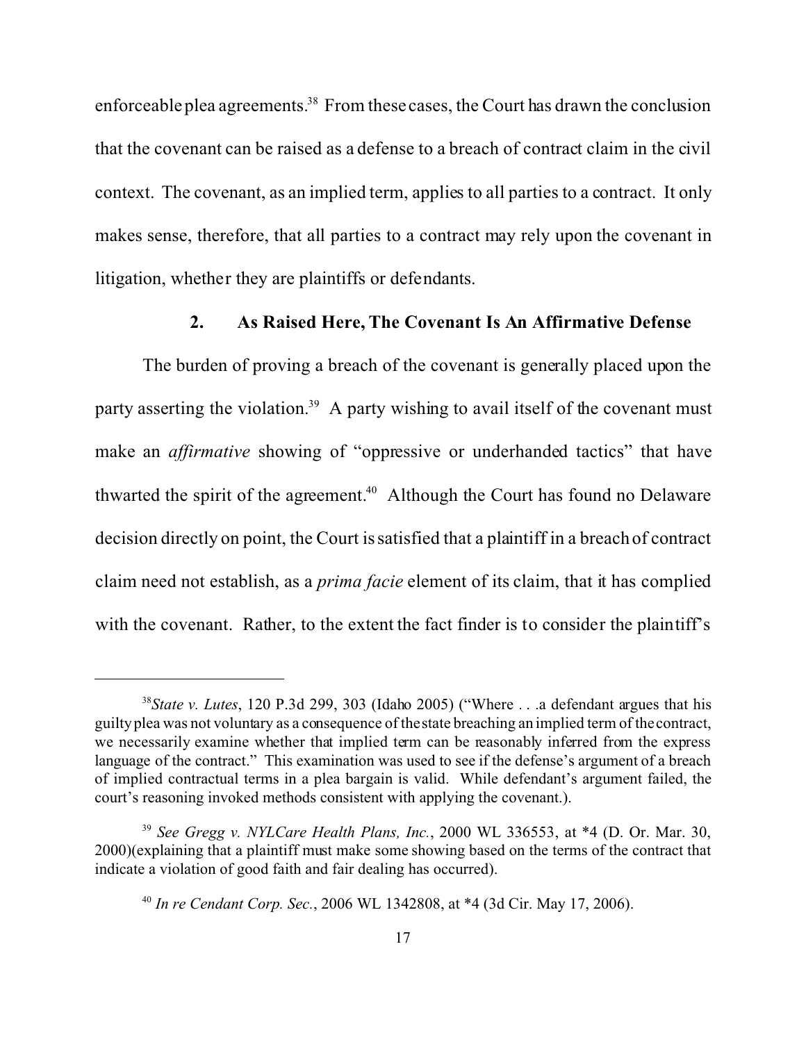enforceable plea agreements.[38] From these cases, the Court has drawn the conclusion that the covenant can be raised as a defense to a breach of contract claim in the civil context. The covenant, as an implied term, applies to all parties to a contract. It only makes sense, therefore, that all parties to a contract may rely upon the covenant in litigation, whether they are plaintiffs or defendants.

### 2. As Raised Here, The Covenant Is An Affirmative Defense

The burden of proving a breach of the covenant is generally placed upon the party asserting the violation.[39] A party wishing to avail itself of the covenant must make an *affirmative* showing of "oppressive or underhanded tactics" that have thwarted the spirit of the agreement.[40] Although the Court has found no Delaware decision directly on point, the Court is satisfied that a plaintiff in a breach of contract claim need not establish, as a *prima facie* element of its claim, that it has complied with the covenant. Rather, to the extent the fact finder is to consider the plaintiff's

---

[38] *State v. Lutes*, 120 P.3d 299, 303 (Idaho 2005) ("Where . . .a defendant argues that his guilty plea was not voluntary as a consequence of the state breaching an implied term of the contract, we necessarily examine whether that implied term can be reasonably inferred from the express language of the contract." This examination was used to see if the defense's argument of a breach of implied contractual terms in a plea bargain is valid. While defendant's argument failed, the court's reasoning invoked methods consistent with applying the covenant.).

[39] *See Gregg v. NYLCare Health Plans, Inc.*, 2000 WL 336553, at *4 (D. Or. Mar. 30, 2000)(explaining that a plaintiff must make some showing based on the terms of the contract that indicate a violation of good faith and fair dealing has occurred).

[40] *In re Cendant Corp. Sec.*, 2006 WL 1342808, at *4 (3d Cir. May 17, 2006).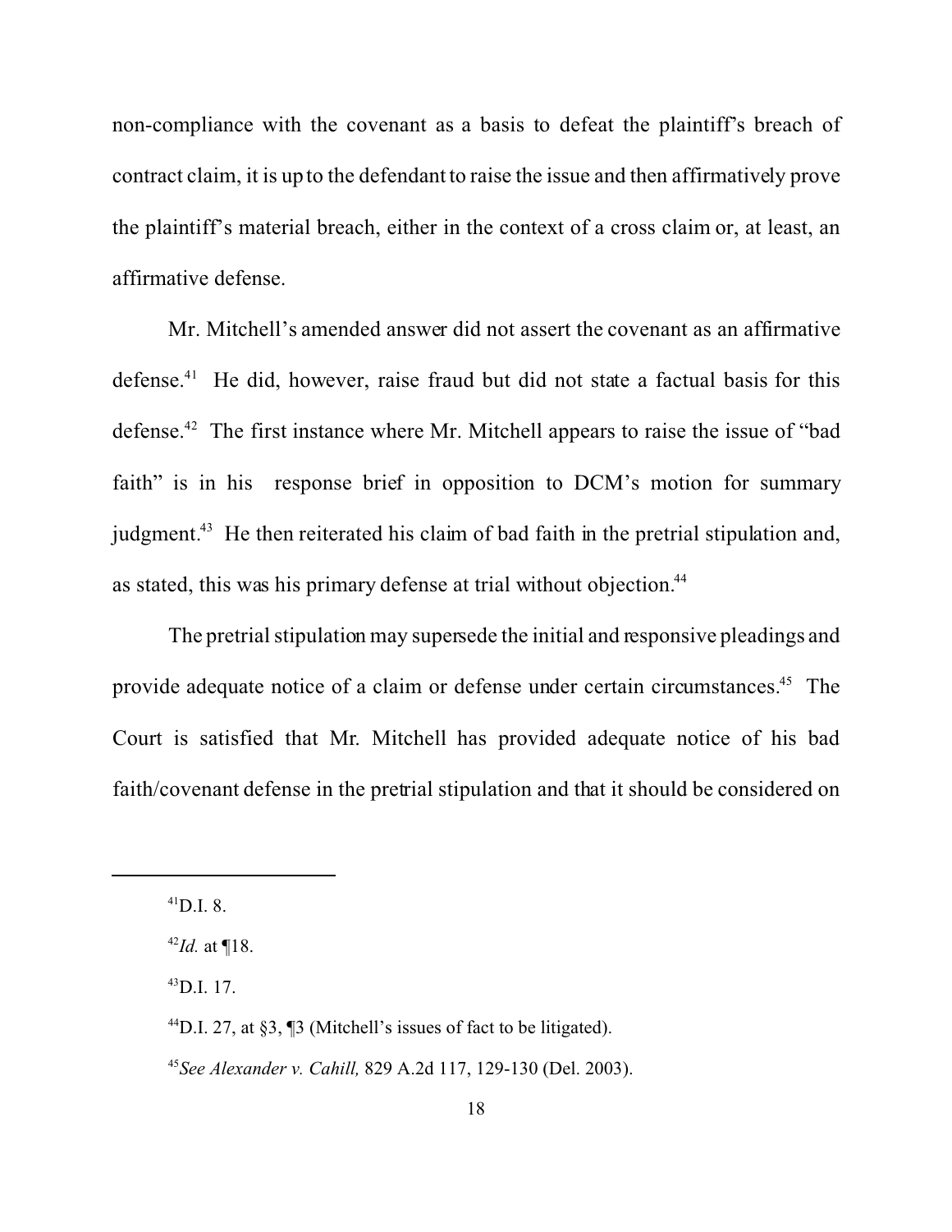non-compliance with the covenant as a basis to defeat the plaintiff's breach of contract claim, it is up to the defendant to raise the issue and then affirmatively prove the plaintiff's material breach, either in the context of a cross claim or, at least, an affirmative defense.

Mr. Mitchell's amended answer did not assert the covenant as an affirmative defense.[41] He did, however, raise fraud but did not state a factual basis for this defense.[42] The first instance where Mr. Mitchell appears to raise the issue of "bad faith" is in his response brief in opposition to DCM's motion for summary judgment.[43] He then reiterated his claim of bad faith in the pretrial stipulation and, as stated, this was his primary defense at trial without objection.[44]

The pretrial stipulation may supersede the initial and responsive pleadings and provide adequate notice of a claim or defense under certain circumstances.[45] The Court is satisfied that Mr. Mitchell has provided adequate notice of his bad faith/covenant defense in the pretrial stipulation and that it should be considered on

---

[41] D.I. 8.

[42] *Id.* at ¶18.

[43] D.I. 17.

[44] D.I. 27, at §3, ¶3 (Mitchell's issues of fact to be litigated).

[45] *See Alexander v. Cahill,* 829 A.2d 117, 129-130 (Del. 2003).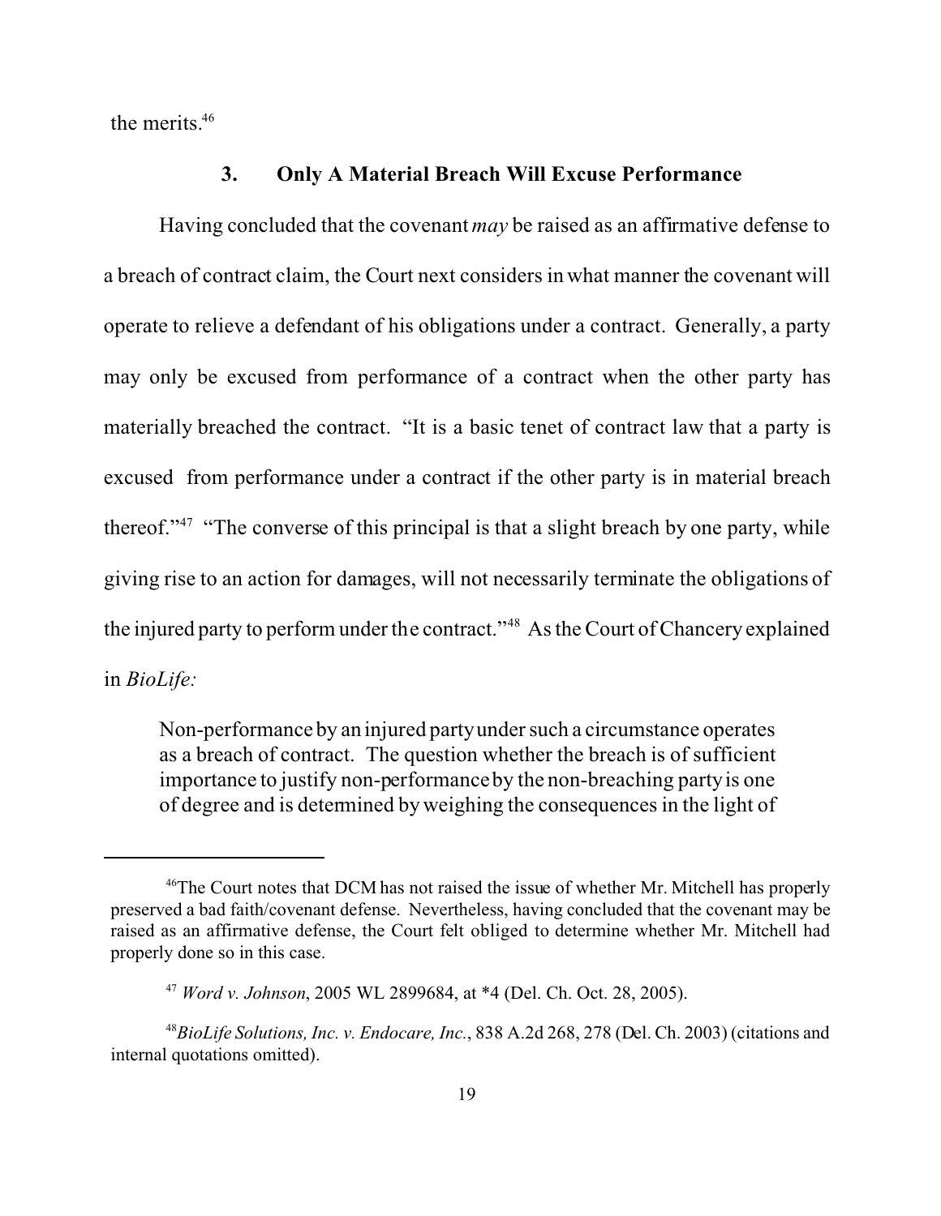the merits.[46]

### 3. Only A Material Breach Will Excuse Performance

Having concluded that the covenant *may* be raised as an affirmative defense to a breach of contract claim, the Court next considers in what manner the covenant will operate to relieve a defendant of his obligations under a contract. Generally, a party may only be excused from performance of a contract when the other party has materially breached the contract. "It is a basic tenet of contract law that a party is excused from performance under a contract if the other party is in material breach thereof."[47] "The converse of this principal is that a slight breach by one party, while giving rise to an action for damages, will not necessarily terminate the obligations of the injured party to perform under the contract."[48] As the Court of Chancery explained in *BioLife:*

> Non-performance by an injured party under such a circumstance operates as a breach of contract. The question whether the breach is of sufficient importance to justify non-performance by the non-breaching party is one of degree and is determined by weighing the consequences in the light of

---

[46] The Court notes that DCM has not raised the issue of whether Mr. Mitchell has properly preserved a bad faith/covenant defense. Nevertheless, having concluded that the covenant may be raised as an affirmative defense, the Court felt obliged to determine whether Mr. Mitchell had properly done so in this case.

[47] *Word v. Johnson*, 2005 WL 2899684, at *4 (Del. Ch. Oct. 28, 2005).

[48] *BioLife Solutions, Inc. v. Endocare, Inc.*, 838 A.2d 268, 278 (Del. Ch. 2003) (citations and internal quotations omitted).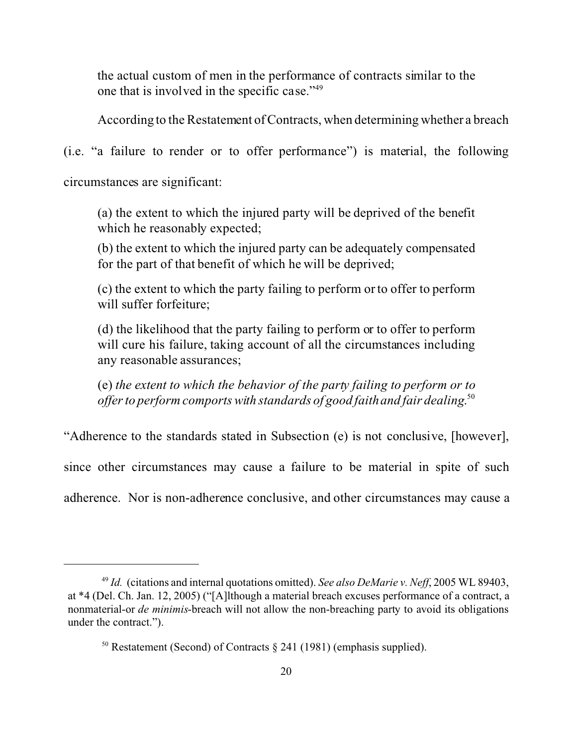the actual custom of men in the performance of contracts similar to the one that is involved in the specific case."[49]

According to the Restatement of Contracts, when determining whether a breach (i.e. "a failure to render or to offer performance") is material, the following circumstances are significant:

> (a) the extent to which the injured party will be deprived of the benefit which he reasonably expected;
>
> (b) the extent to which the injured party can be adequately compensated for the part of that benefit of which he will be deprived;
>
> (c) the extent to which the party failing to perform or to offer to perform will suffer forfeiture;
>
> (d) the likelihood that the party failing to perform or to offer to perform will cure his failure, taking account of all the circumstances including any reasonable assurances;
>
> (e) *the extent to which the behavior of the party failing to perform or to offer to perform comports with standards of good faith and fair dealing.*[50]

"Adherence to the standards stated in Subsection (e) is not conclusive, [however], since other circumstances may cause a failure to be material in spite of such adherence. Nor is non-adherence conclusive, and other circumstances may cause a

---

[49] *Id.* (citations and internal quotations omitted). *See also DeMarie v. Neff*, 2005 WL 89403, at *4 (Del. Ch. Jan. 12, 2005) ("[A]lthough a material breach excuses performance of a contract, a nonmaterial-or *de minimis*-breach will not allow the non-breaching party to avoid its obligations under the contract.").

[50] Restatement (Second) of Contracts § 241 (1981) (emphasis supplied).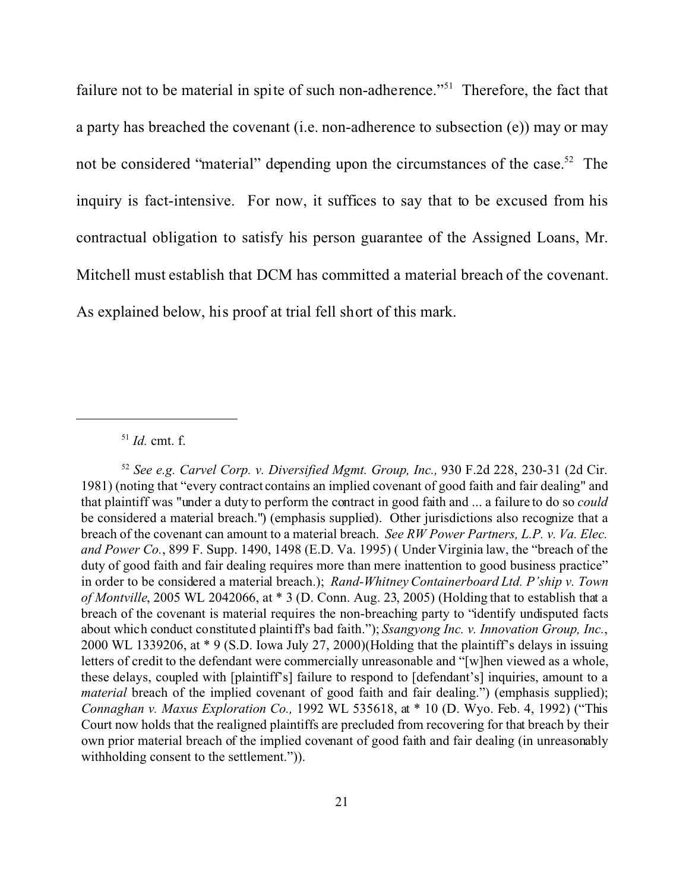failure not to be material in spite of such non-adherence."[51] Therefore, the fact that a party has breached the covenant (i.e. non-adherence to subsection (e)) may or may not be considered "material" depending upon the circumstances of the case.[52] The inquiry is fact-intensive. For now, it suffices to say that to be excused from his contractual obligation to satisfy his person guarantee of the Assigned Loans, Mr. Mitchell must establish that DCM has committed a material breach of the covenant. As explained below, his proof at trial fell short of this mark.

---

[51] *Id.* cmt. f.

[52] *See e.g. Carvel Corp. v. Diversified Mgmt. Group, Inc.,* 930 F.2d 228, 230-31 (2d Cir. 1981) (noting that "every contract contains an implied covenant of good faith and fair dealing" and that plaintiff was "under a duty to perform the contract in good faith and ... a failure to do so *could* be considered a material breach.") (emphasis supplied). Other jurisdictions also recognize that a breach of the covenant can amount to a material breach. *See RW Power Partners, L.P. v. Va. Elec. and Power Co.*, 899 F. Supp. 1490, 1498 (E.D. Va. 1995) ( Under Virginia law, the "breach of the duty of good faith and fair dealing requires more than mere inattention to good business practice" in order to be considered a material breach.); *Rand-Whitney Containerboard Ltd. P'ship v. Town of Montville*, 2005 WL 2042066, at * 3 (D. Conn. Aug. 23, 2005) (Holding that to establish that a breach of the covenant is material requires the non-breaching party to "identify undisputed facts about which conduct constituted plaintiff's bad faith."); *Ssangyong Inc. v. Innovation Group, Inc.*, 2000 WL 1339206, at * 9 (S.D. Iowa July 27, 2000)(Holding that the plaintiff's delays in issuing letters of credit to the defendant were commercially unreasonable and "[w]hen viewed as a whole, these delays, coupled with [plaintiff's] failure to respond to [defendant's] inquiries, amount to a *material* breach of the implied covenant of good faith and fair dealing.") (emphasis supplied); *Connaghan v. Maxus Exploration Co.,* 1992 WL 535618, at * 10 (D. Wyo. Feb. 4, 1992) ("This Court now holds that the realigned plaintiffs are precluded from recovering for that breach by their own prior material breach of the implied covenant of good faith and fair dealing (in unreasonably withholding consent to the settlement.")).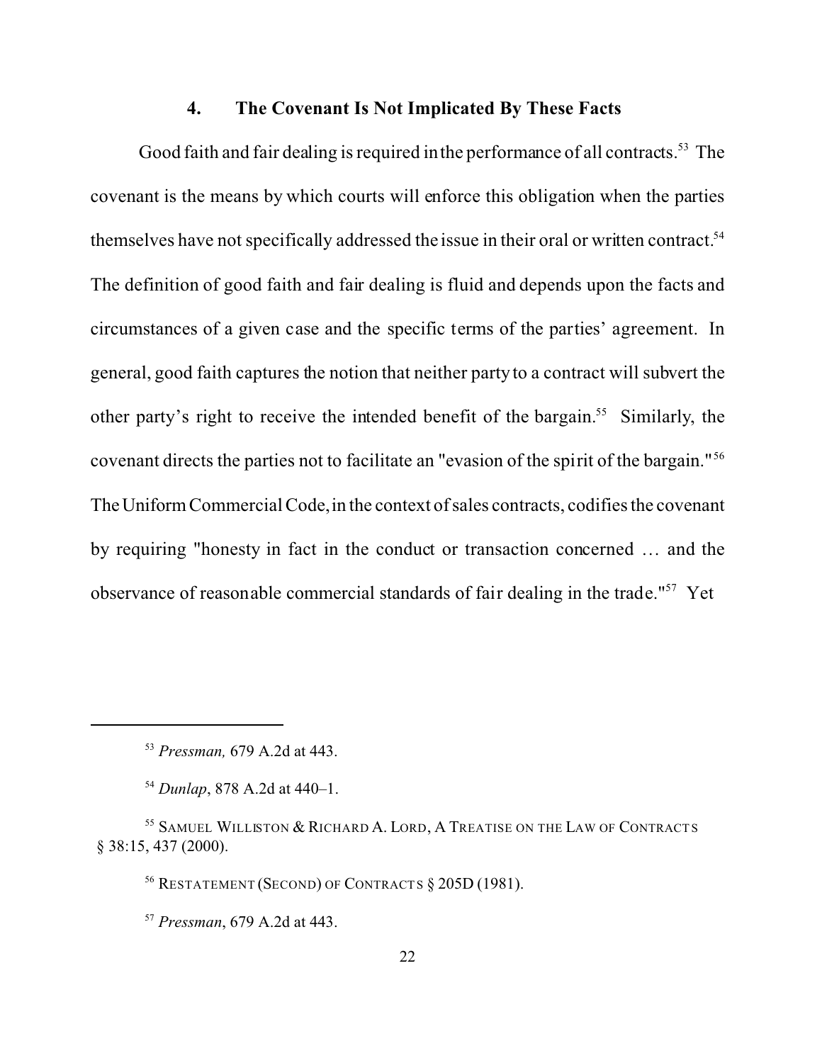#### 4. The Covenant Is Not Implicated By These Facts

Good faith and fair dealing is required in the performance of all contracts.[53] The covenant is the means by which courts will enforce this obligation when the parties themselves have not specifically addressed the issue in their oral or written contract.[54] The definition of good faith and fair dealing is fluid and depends upon the facts and circumstances of a given case and the specific terms of the parties' agreement. In general, good faith captures the notion that neither party to a contract will subvert the other party's right to receive the intended benefit of the bargain.[55] Similarly, the covenant directs the parties not to facilitate an "evasion of the spirit of the bargain."[56] The Uniform Commercial Code, in the context of sales contracts, codifies the covenant by requiring "honesty in fact in the conduct or transaction concerned … and the observance of reasonable commercial standards of fair dealing in the trade."[57] Yet

---

[53] *Pressman,* 679 A.2d at 443.

[54] *Dunlap*, 878 A.2d at 440–1.

[55] SAMUEL WILLISTON & RICHARD A. LORD, A TREATISE ON THE LAW OF CONTRACTS § 38:15, 437 (2000).

[56] RESTATEMENT (SECOND) OF CONTRACTS § 205D (1981).

[57] *Pressman*, 679 A.2d at 443.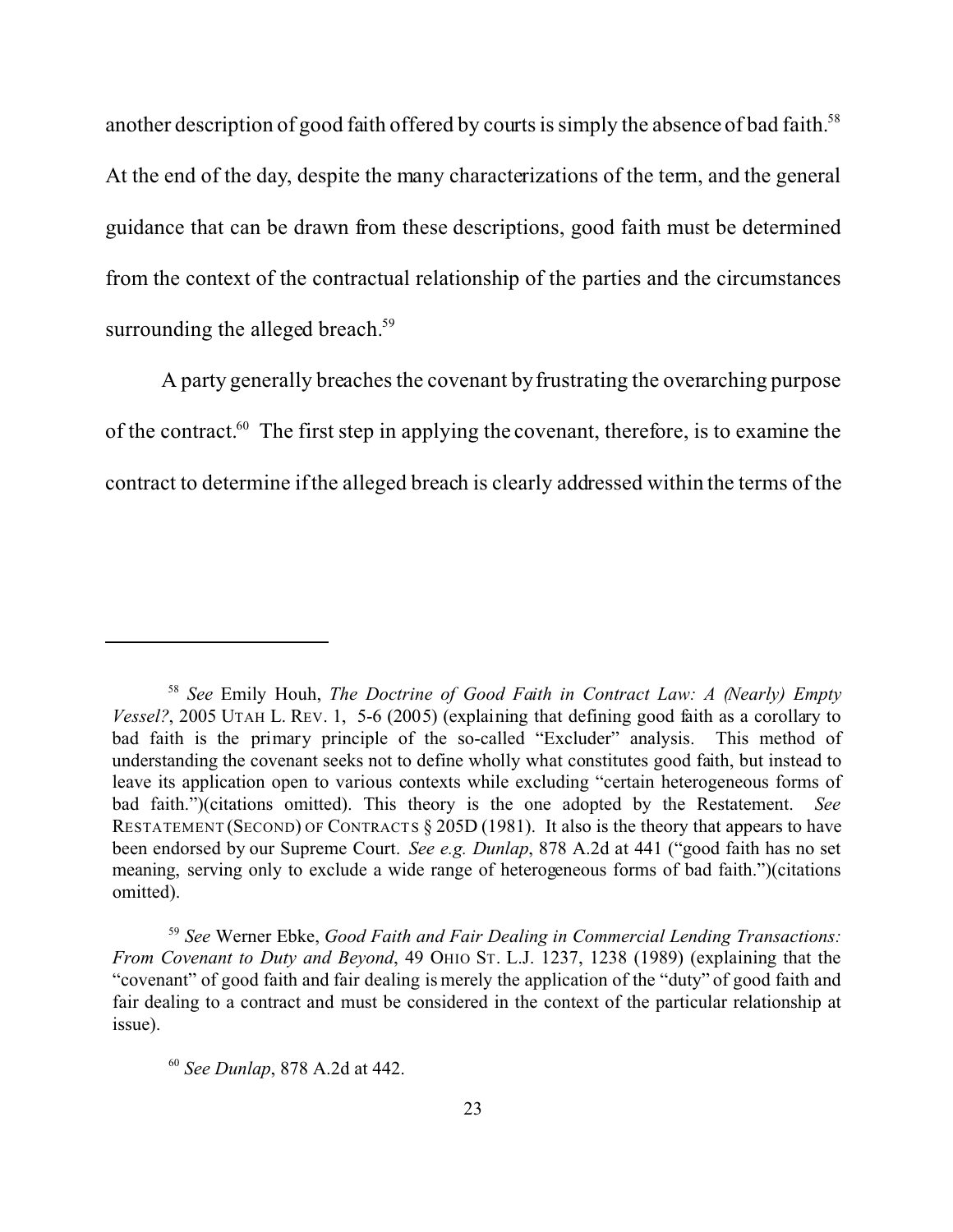another description of good faith offered by courts is simply the absence of bad faith.[58] At the end of the day, despite the many characterizations of the term, and the general guidance that can be drawn from these descriptions, good faith must be determined from the context of the contractual relationship of the parties and the circumstances surrounding the alleged breach.[59]

A party generally breaches the covenant by frustrating the overarching purpose of the contract.[60] The first step in applying the covenant, therefore, is to examine the contract to determine if the alleged breach is clearly addressed within the terms of the

---

[58] *See* Emily Houh, *The Doctrine of Good Faith in Contract Law: A (Nearly) Empty Vessel?*, 2005 UTAH L. REV. 1, 5-6 (2005) (explaining that defining good faith as a corollary to bad faith is the primary principle of the so-called "Excluder" analysis. This method of understanding the covenant seeks not to define wholly what constitutes good faith, but instead to leave its application open to various contexts while excluding "certain heterogeneous forms of bad faith.")(citations omitted). This theory is the one adopted by the Restatement. *See* RESTATEMENT (SECOND) OF CONTRACTS § 205D (1981). It also is the theory that appears to have been endorsed by our Supreme Court. *See e.g. Dunlap*, 878 A.2d at 441 ("good faith has no set meaning, serving only to exclude a wide range of heterogeneous forms of bad faith.")(citations omitted).

[59] *See* Werner Ebke, *Good Faith and Fair Dealing in Commercial Lending Transactions: From Covenant to Duty and Beyond*, 49 OHIO ST. L.J. 1237, 1238 (1989) (explaining that the "covenant" of good faith and fair dealing is merely the application of the "duty" of good faith and fair dealing to a contract and must be considered in the context of the particular relationship at issue).

[60] *See Dunlap*, 878 A.2d at 442.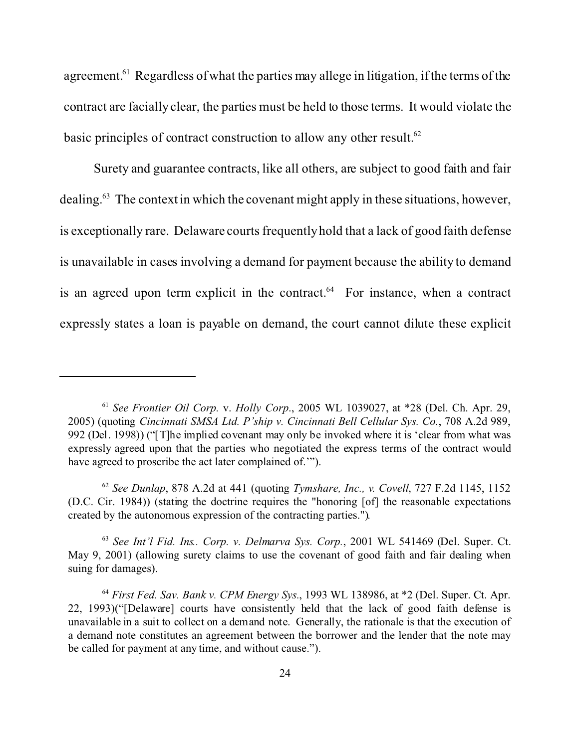agreement.[61] Regardless of what the parties may allege in litigation, if the terms of the contract are facially clear, the parties must be held to those terms. It would violate the basic principles of contract construction to allow any other result.[62]

Surety and guarantee contracts, like all others, are subject to good faith and fair dealing.[63] The context in which the covenant might apply in these situations, however, is exceptionally rare. Delaware courts frequently hold that a lack of good faith defense is unavailable in cases involving a demand for payment because the ability to demand is an agreed upon term explicit in the contract.[64] For instance, when a contract expressly states a loan is payable on demand, the court cannot dilute these explicit

---

[61] *See Frontier Oil Corp.* v. *Holly Corp*., 2005 WL 1039027, at *28 (Del. Ch. Apr. 29, 2005) (quoting *Cincinnati SMSA Ltd. P'ship v. Cincinnati Bell Cellular Sys. Co.*, 708 A.2d 989, 992 (Del. 1998)) ("[T]he implied covenant may only be invoked where it is 'clear from what was expressly agreed upon that the parties who negotiated the express terms of the contract would have agreed to proscribe the act later complained of.'").

[62] *See Dunlap*, 878 A.2d at 441 (quoting *Tymshare, Inc., v. Covell*, 727 F.2d 1145, 1152 (D.C. Cir. 1984)) (stating the doctrine requires the "honoring [of] the reasonable expectations created by the autonomous expression of the contracting parties.").

[63] *See Int'l Fid. Ins.. Corp. v. Delmarva Sys. Corp.*, 2001 WL 541469 (Del. Super. Ct. May 9, 2001) (allowing surety claims to use the covenant of good faith and fair dealing when suing for damages).

[64] *First Fed. Sav. Bank v. CPM Energy Sys*., 1993 WL 138986, at *2 (Del. Super. Ct. Apr. 22, 1993)("[Delaware] courts have consistently held that the lack of good faith defense is unavailable in a suit to collect on a demand note. Generally, the rationale is that the execution of a demand note constitutes an agreement between the borrower and the lender that the note may be called for payment at any time, and without cause.").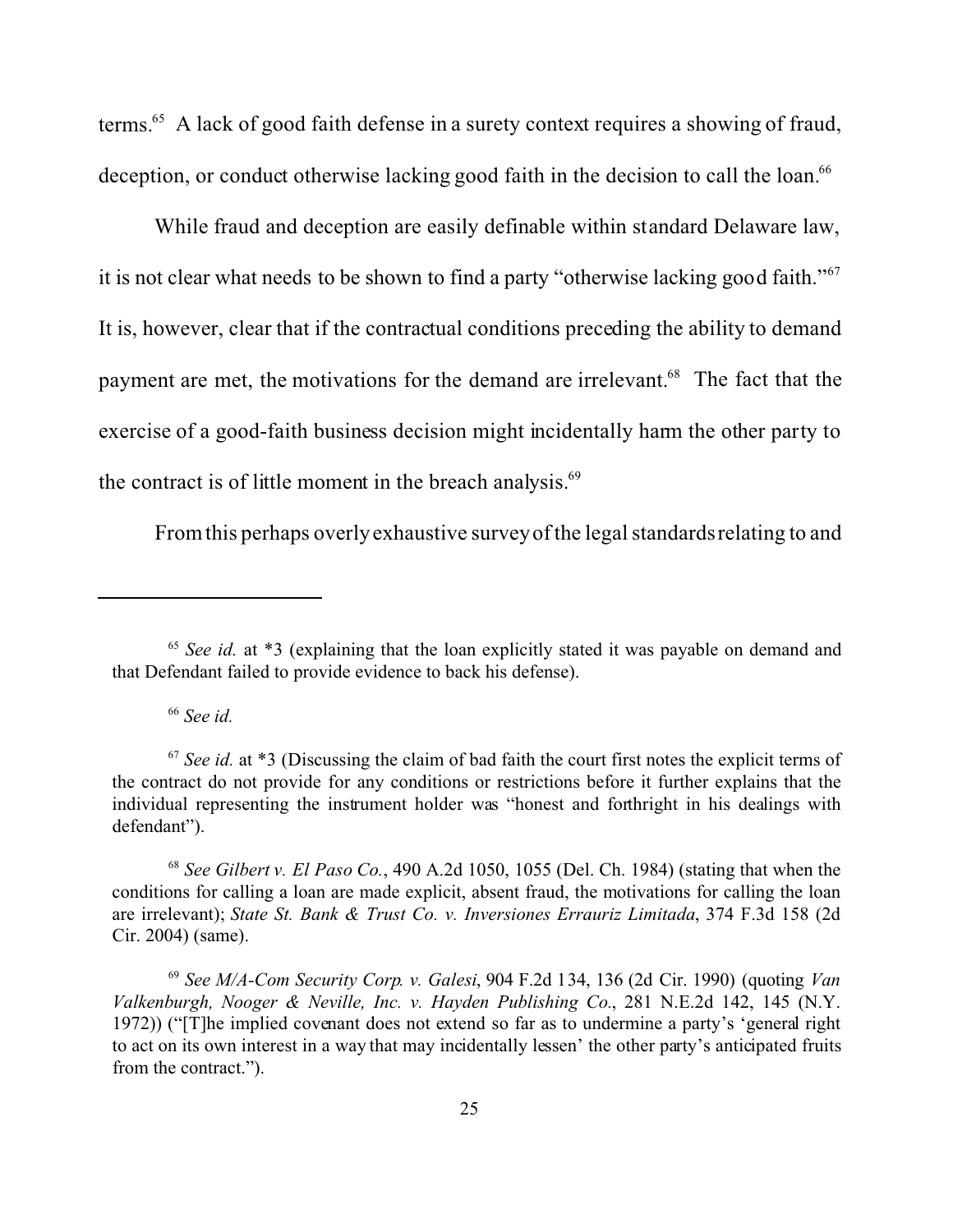terms.[65] A lack of good faith defense in a surety context requires a showing of fraud, deception, or conduct otherwise lacking good faith in the decision to call the loan.[66]

While fraud and deception are easily definable within standard Delaware law, it is not clear what needs to be shown to find a party "otherwise lacking good faith."[67] It is, however, clear that if the contractual conditions preceding the ability to demand payment are met, the motivations for the demand are irrelevant.[68] The fact that the exercise of a good-faith business decision might incidentally harm the other party to the contract is of little moment in the breach analysis.[69]

From this perhaps overly exhaustive survey of the legal standards relating to and

---

[65] *See id.* at *3 (explaining that the loan explicitly stated it was payable on demand and that Defendant failed to provide evidence to back his defense).

[66] *See id.*

[67] *See id.* at *3 (Discussing the claim of bad faith the court first notes the explicit terms of the contract do not provide for any conditions or restrictions before it further explains that the individual representing the instrument holder was "honest and forthright in his dealings with defendant").

[68] *See Gilbert v. El Paso Co.*, 490 A.2d 1050, 1055 (Del. Ch. 1984) (stating that when the conditions for calling a loan are made explicit, absent fraud, the motivations for calling the loan are irrelevant); *State St. Bank & Trust Co. v. Inversiones Errauriz Limitada*, 374 F.3d 158 (2d Cir. 2004) (same).

[69] *See M/A-Com Security Corp. v. Galesi*, 904 F.2d 134, 136 (2d Cir. 1990) (quoting *Van Valkenburgh, Nooger & Neville, Inc. v. Hayden Publishing Co.*, 281 N.E.2d 142, 145 (N.Y. 1972)) ("[T]he implied covenant does not extend so far as to undermine a party's 'general right to act on its own interest in a way that may incidentally lessen' the other party's anticipated fruits from the contract.").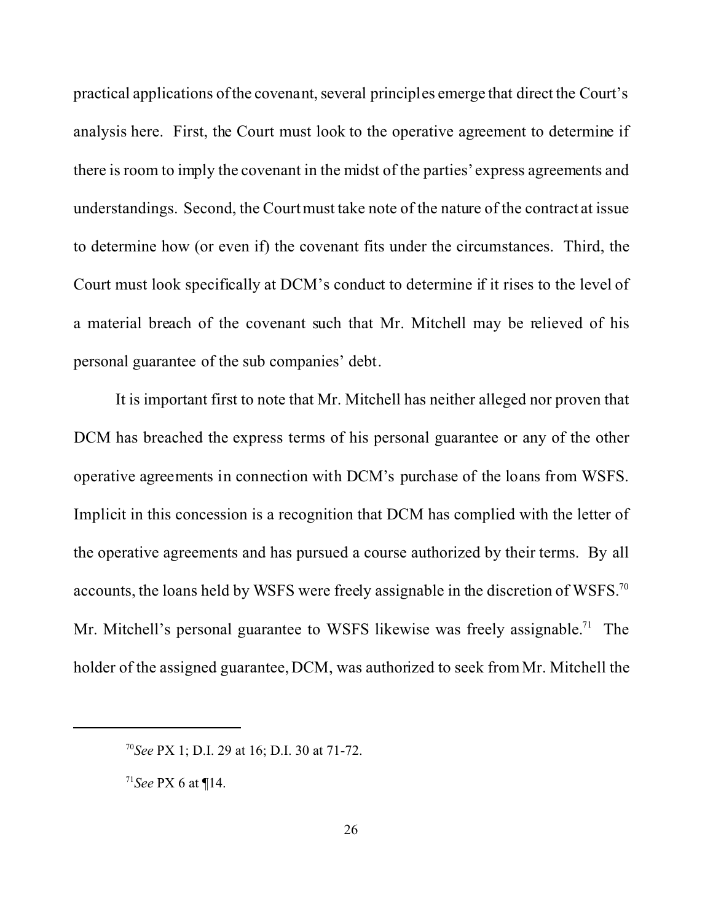practical applications of the covenant, several principles emerge that direct the Court's analysis here. First, the Court must look to the operative agreement to determine if there is room to imply the covenant in the midst of the parties' express agreements and understandings. Second, the Court must take note of the nature of the contract at issue to determine how (or even if) the covenant fits under the circumstances. Third, the Court must look specifically at DCM's conduct to determine if it rises to the level of a material breach of the covenant such that Mr. Mitchell may be relieved of his personal guarantee of the sub companies' debt.

It is important first to note that Mr. Mitchell has neither alleged nor proven that DCM has breached the express terms of his personal guarantee or any of the other operative agreements in connection with DCM's purchase of the loans from WSFS. Implicit in this concession is a recognition that DCM has complied with the letter of the operative agreements and has pursued a course authorized by their terms. By all accounts, the loans held by WSFS were freely assignable in the discretion of WSFS.[70] Mr. Mitchell's personal guarantee to WSFS likewise was freely assignable.[71] The holder of the assigned guarantee, DCM, was authorized to seek from Mr. Mitchell the

---

[70] *See* PX 1; D.I. 29 at 16; D.I. 30 at 71-72.

[71] *See* PX 6 at ¶14.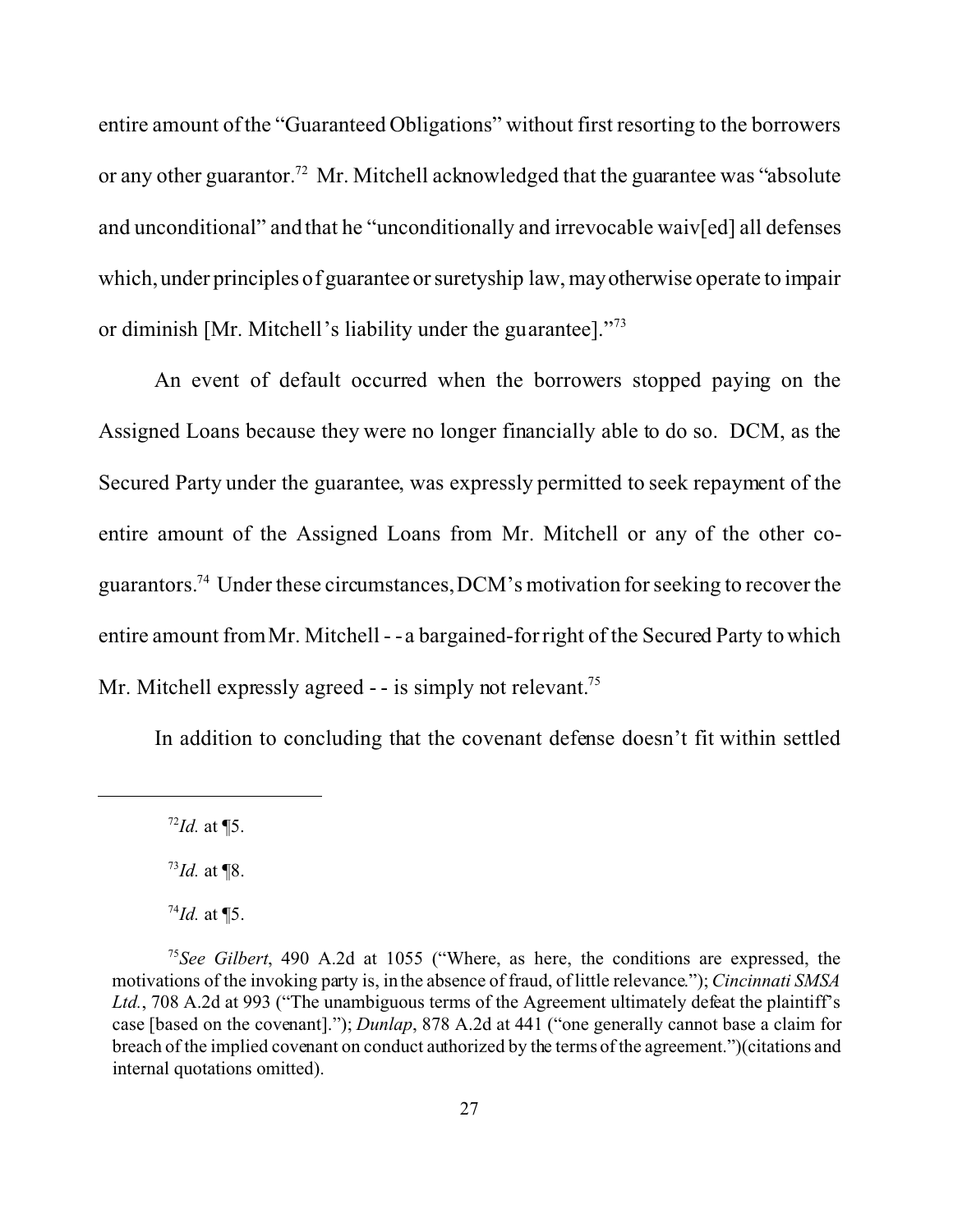entire amount of the "Guaranteed Obligations" without first resorting to the borrowers or any other guarantor.[72] Mr. Mitchell acknowledged that the guarantee was "absolute and unconditional" and that he "unconditionally and irrevocable waiv[ed] all defenses which, under principles of guarantee or suretyship law, may otherwise operate to impair or diminish [Mr. Mitchell's liability under the guarantee]."[73]

An event of default occurred when the borrowers stopped paying on the Assigned Loans because they were no longer financially able to do so. DCM, as the Secured Party under the guarantee, was expressly permitted to seek repayment of the entire amount of the Assigned Loans from Mr. Mitchell or any of the other co-guarantors.[74] Under these circumstances, DCM's motivation for seeking to recover the entire amount from Mr. Mitchell - - a bargained-for right of the Secured Party to which Mr. Mitchell expressly agreed - - is simply not relevant.[75]

In addition to concluding that the covenant defense doesn't fit within settled

---

[72] *Id.* at ¶5.

[73] *Id.* at ¶8.

[74] *Id.* at ¶5.

[75] *See Gilbert*, 490 A.2d at 1055 ("Where, as here, the conditions are expressed, the motivations of the invoking party is, in the absence of fraud, of little relevance."); *Cincinnati SMSA Ltd.*, 708 A.2d at 993 ("The unambiguous terms of the Agreement ultimately defeat the plaintiff's case [based on the covenant]."); *Dunlap*, 878 A.2d at 441 ("one generally cannot base a claim for breach of the implied covenant on conduct authorized by the terms of the agreement.")(citations and internal quotations omitted).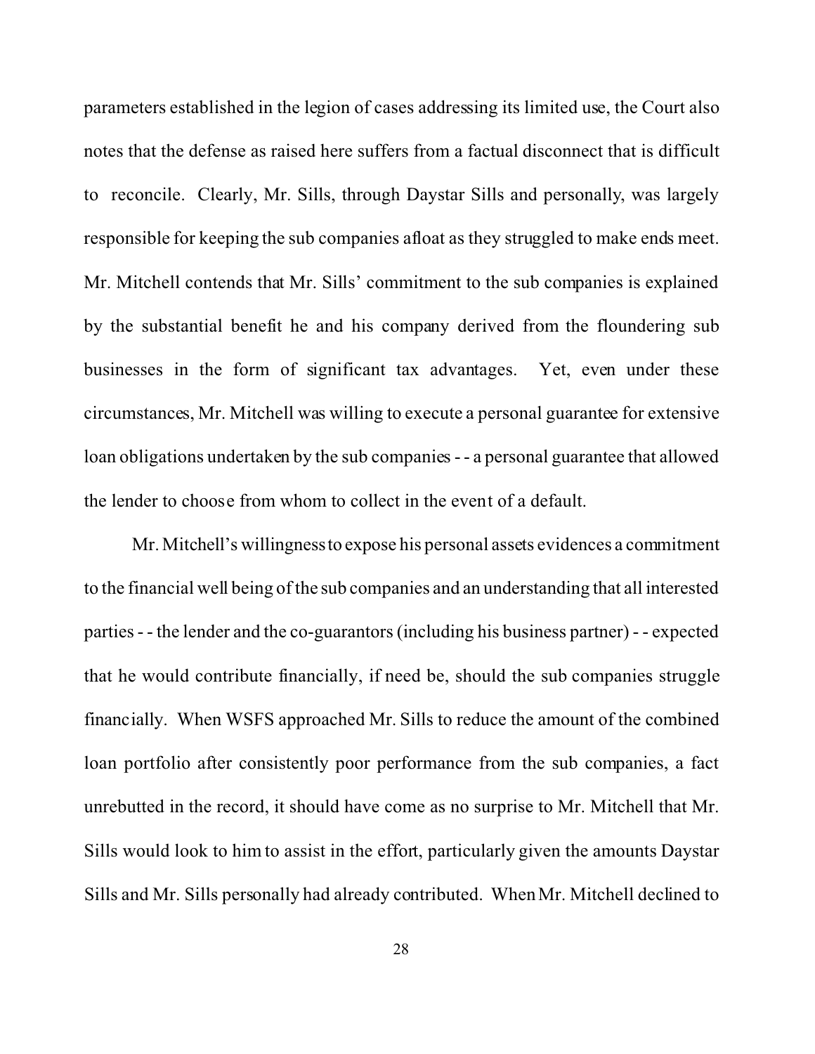parameters established in the legion of cases addressing its limited use, the Court also notes that the defense as raised here suffers from a factual disconnect that is difficult to reconcile. Clearly, Mr. Sills, through Daystar Sills and personally, was largely responsible for keeping the sub companies afloat as they struggled to make ends meet. Mr. Mitchell contends that Mr. Sills' commitment to the sub companies is explained by the substantial benefit he and his company derived from the floundering sub businesses in the form of significant tax advantages. Yet, even under these circumstances, Mr. Mitchell was willing to execute a personal guarantee for extensive loan obligations undertaken by the sub companies - - a personal guarantee that allowed the lender to choose from whom to collect in the event of a default.

Mr. Mitchell's willingness to expose his personal assets evidences a commitment to the financial well being of the sub companies and an understanding that all interested parties - - the lender and the co-guarantors (including his business partner) - - expected that he would contribute financially, if need be, should the sub companies struggle financially. When WSFS approached Mr. Sills to reduce the amount of the combined loan portfolio after consistently poor performance from the sub companies, a fact unrebutted in the record, it should have come as no surprise to Mr. Mitchell that Mr. Sills would look to him to assist in the effort, particularly given the amounts Daystar Sills and Mr. Sills personally had already contributed. When Mr. Mitchell declined to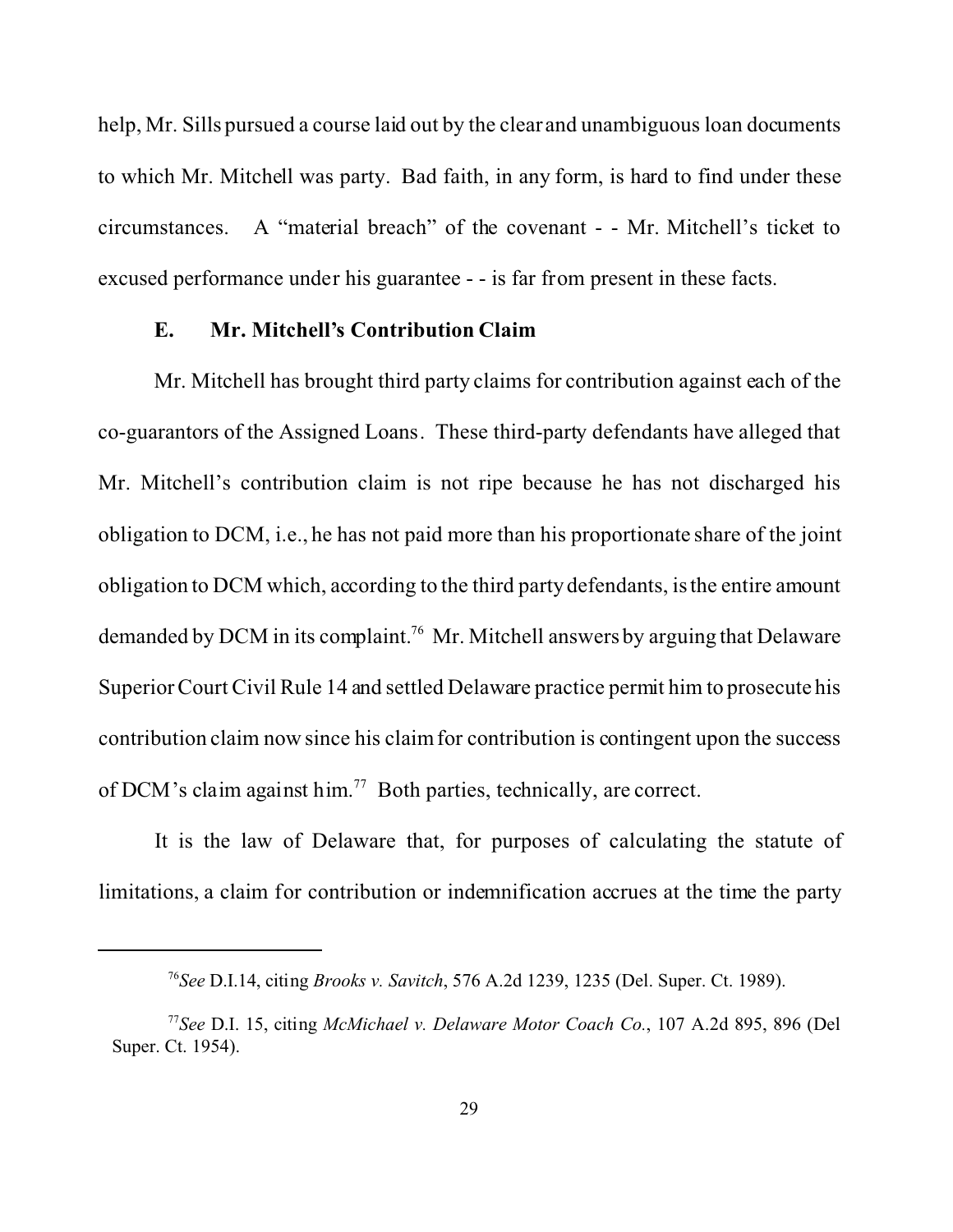help, Mr. Sills pursued a course laid out by the clear and unambiguous loan documents to which Mr. Mitchell was party. Bad faith, in any form, is hard to find under these circumstances. A "material breach" of the covenant - - Mr. Mitchell's ticket to excused performance under his guarantee - - is far from present in these facts.

### E. Mr. Mitchell's Contribution Claim

Mr. Mitchell has brought third party claims for contribution against each of the co-guarantors of the Assigned Loans. These third-party defendants have alleged that Mr. Mitchell's contribution claim is not ripe because he has not discharged his obligation to DCM, i.e., he has not paid more than his proportionate share of the joint obligation to DCM which, according to the third party defendants, is the entire amount demanded by DCM in its complaint.[76] Mr. Mitchell answers by arguing that Delaware Superior Court Civil Rule 14 and settled Delaware practice permit him to prosecute his contribution claim now since his claim for contribution is contingent upon the success of DCM's claim against him.[77] Both parties, technically, are correct.

It is the law of Delaware that, for purposes of calculating the statute of limitations, a claim for contribution or indemnification accrues at the time the party

---

[76] *See* D.I.14, citing *Brooks v. Savitch*, 576 A.2d 1239, 1235 (Del. Super. Ct. 1989).

[77] *See* D.I. 15, citing *McMichael v. Delaware Motor Coach Co.*, 107 A.2d 895, 896 (Del Super. Ct. 1954).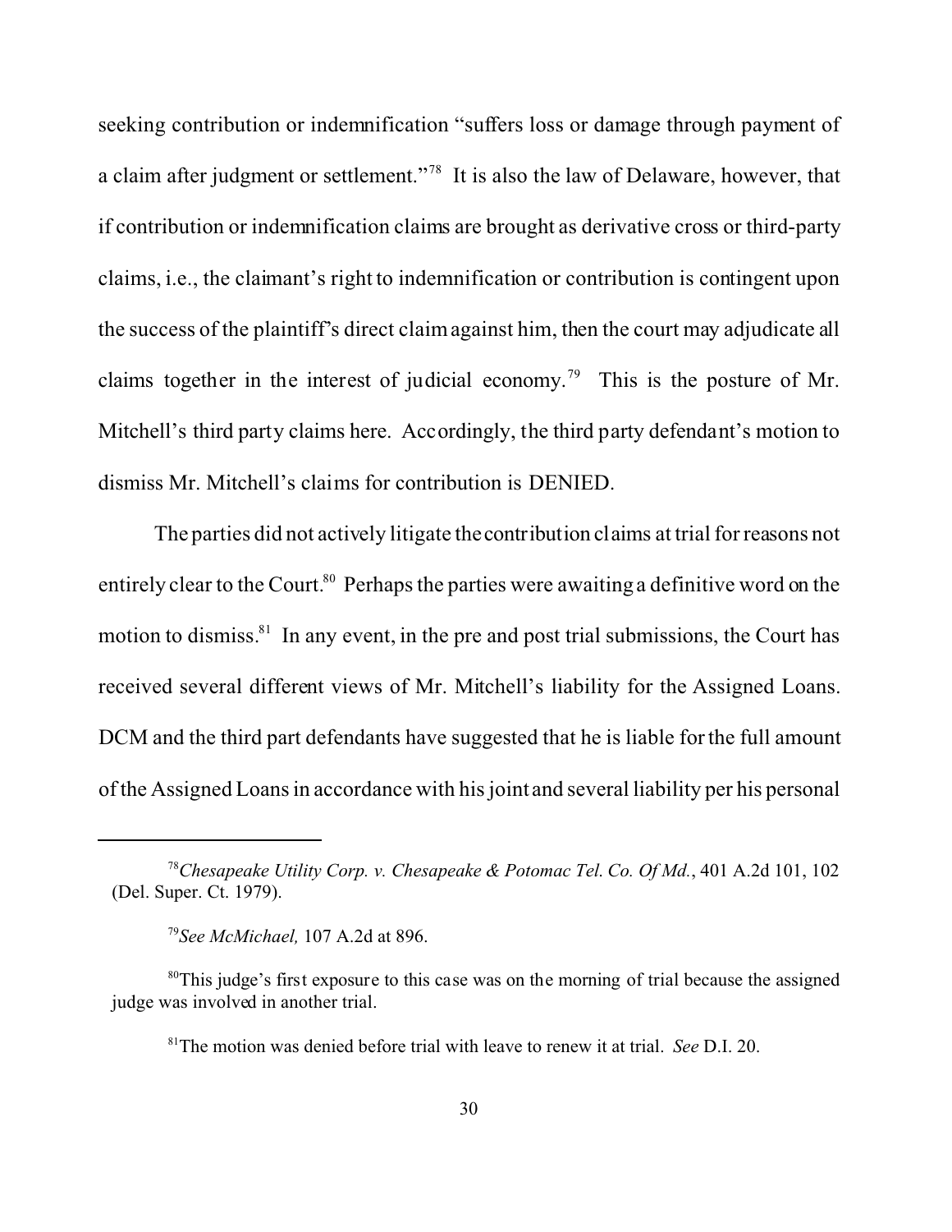seeking contribution or indemnification "suffers loss or damage through payment of a claim after judgment or settlement."[78] It is also the law of Delaware, however, that if contribution or indemnification claims are brought as derivative cross or third-party claims, i.e., the claimant's right to indemnification or contribution is contingent upon the success of the plaintiff's direct claim against him, then the court may adjudicate all claims together in the interest of judicial economy.[79] This is the posture of Mr. Mitchell's third party claims here. Accordingly, the third party defendant's motion to dismiss Mr. Mitchell's claims for contribution is DENIED.

The parties did not actively litigate the contribution claims at trial for reasons not entirely clear to the Court.[80] Perhaps the parties were awaiting a definitive word on the motion to dismiss.[81] In any event, in the pre and post trial submissions, the Court has received several different views of Mr. Mitchell's liability for the Assigned Loans. DCM and the third part defendants have suggested that he is liable for the full amount of the Assigned Loans in accordance with his joint and several liability per his personal

---

[78]*Chesapeake Utility Corp. v. Chesapeake & Potomac Tel. Co. Of Md.*, 401 A.2d 101, 102 (Del. Super. Ct. 1979).

[79]*See McMichael,* 107 A.2d at 896.

[80]This judge's first exposure to this case was on the morning of trial because the assigned judge was involved in another trial.

[81]The motion was denied before trial with leave to renew it at trial. *See* D.I. 20.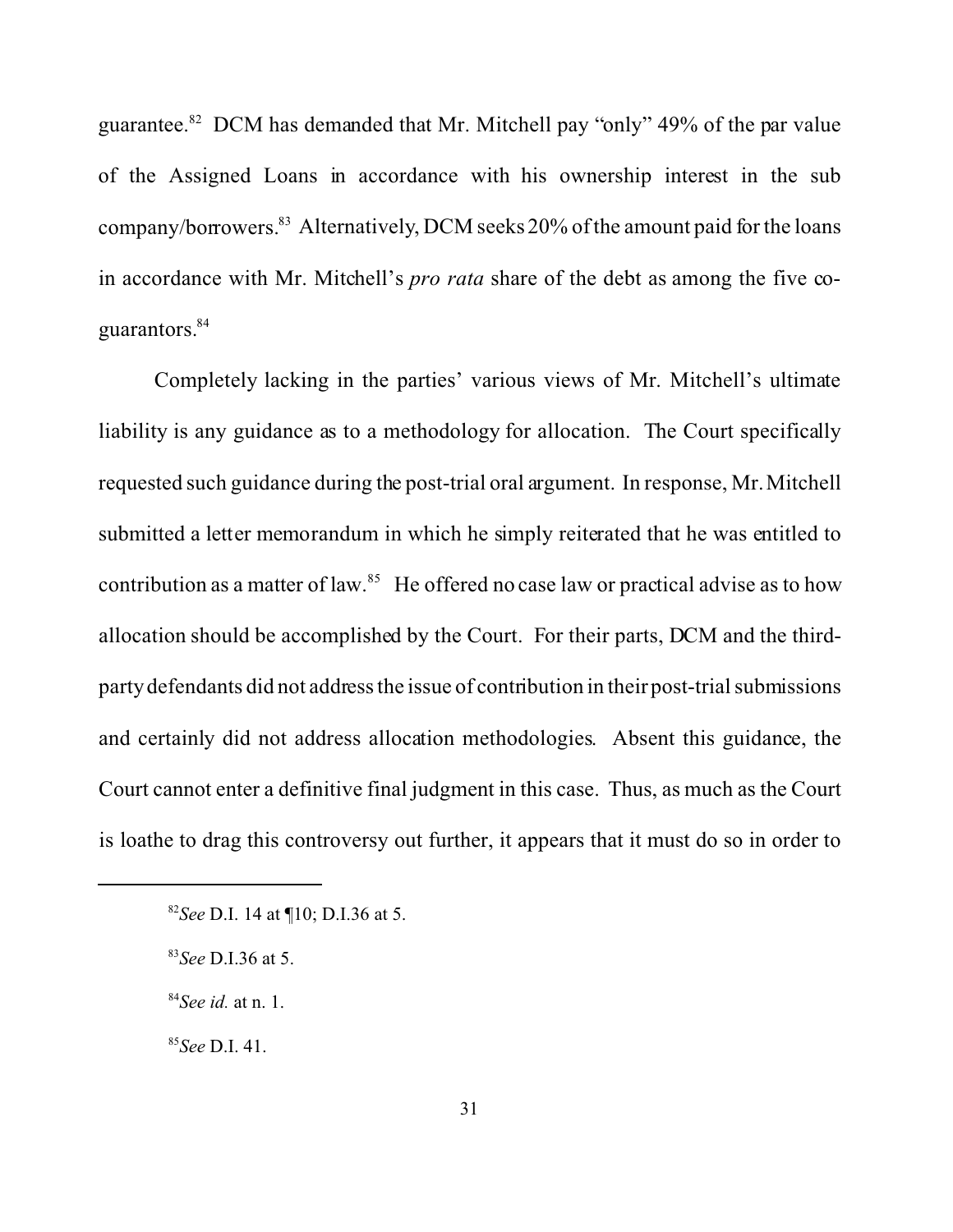guarantee.[82] DCM has demanded that Mr. Mitchell pay "only" 49% of the par value of the Assigned Loans in accordance with his ownership interest in the sub company/borrowers.[83] Alternatively, DCM seeks 20% of the amount paid for the loans in accordance with Mr. Mitchell's *pro rata* share of the debt as among the five co-guarantors.[84]

Completely lacking in the parties' various views of Mr. Mitchell's ultimate liability is any guidance as to a methodology for allocation. The Court specifically requested such guidance during the post-trial oral argument. In response, Mr. Mitchell submitted a letter memorandum in which he simply reiterated that he was entitled to contribution as a matter of law.[85] He offered no case law or practical advise as to how allocation should be accomplished by the Court. For their parts, DCM and the third-party defendants did not address the issue of contribution in their post-trial submissions and certainly did not address allocation methodologies. Absent this guidance, the Court cannot enter a definitive final judgment in this case. Thus, as much as the Court is loathe to drag this controversy out further, it appears that it must do so in order to

---

[82] *See* D.I. 14 at ¶10; D.I.36 at 5.

[83] *See* D.I.36 at 5.

[84] *See id.* at n. 1.

[85] *See* D.I. 41.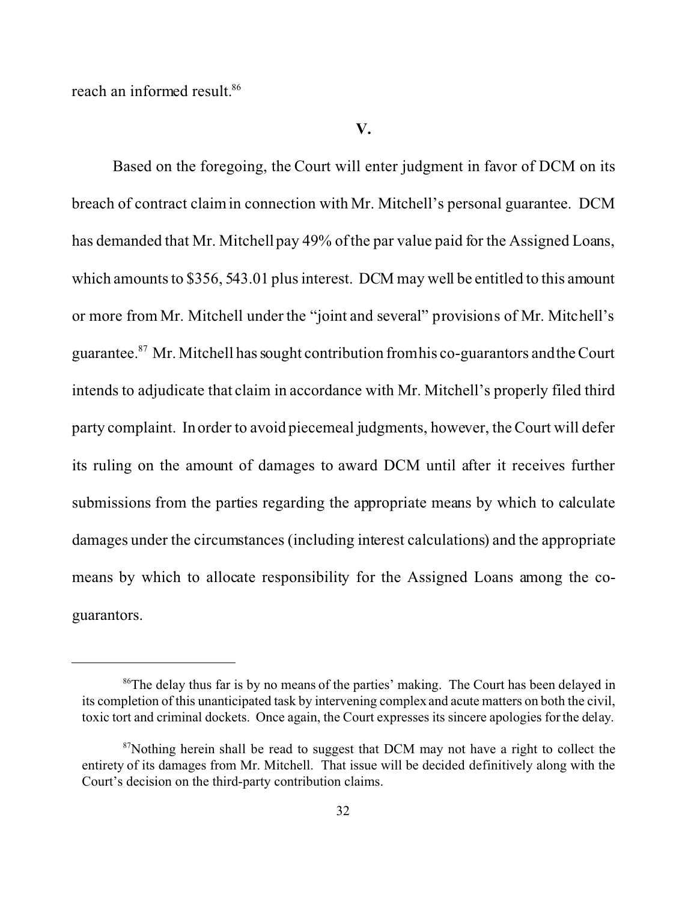reach an informed result.[86]

## V.

Based on the foregoing, the Court will enter judgment in favor of DCM on its breach of contract claim in connection with Mr. Mitchell's personal guarantee. DCM has demanded that Mr. Mitchell pay 49% of the par value paid for the Assigned Loans, which amounts to $356, 543.01 plus interest. DCM may well be entitled to this amount or more from Mr. Mitchell under the "joint and several" provisions of Mr. Mitchell's guarantee.[87] Mr. Mitchell has sought contribution from his co-guarantors and the Court intends to adjudicate that claim in accordance with Mr. Mitchell's properly filed third party complaint. In order to avoid piecemeal judgments, however, the Court will defer its ruling on the amount of damages to award DCM until after it receives further submissions from the parties regarding the appropriate means by which to calculate damages under the circumstances (including interest calculations) and the appropriate means by which to allocate responsibility for the Assigned Loans among the co-guarantors.

---

[86]The delay thus far is by no means of the parties' making. The Court has been delayed in its completion of this unanticipated task by intervening complex and acute matters on both the civil, toxic tort and criminal dockets. Once again, the Court expresses its sincere apologies for the delay.

[87]Nothing herein shall be read to suggest that DCM may not have a right to collect the entirety of its damages from Mr. Mitchell. That issue will be decided definitively along with the Court's decision on the third-party contribution claims.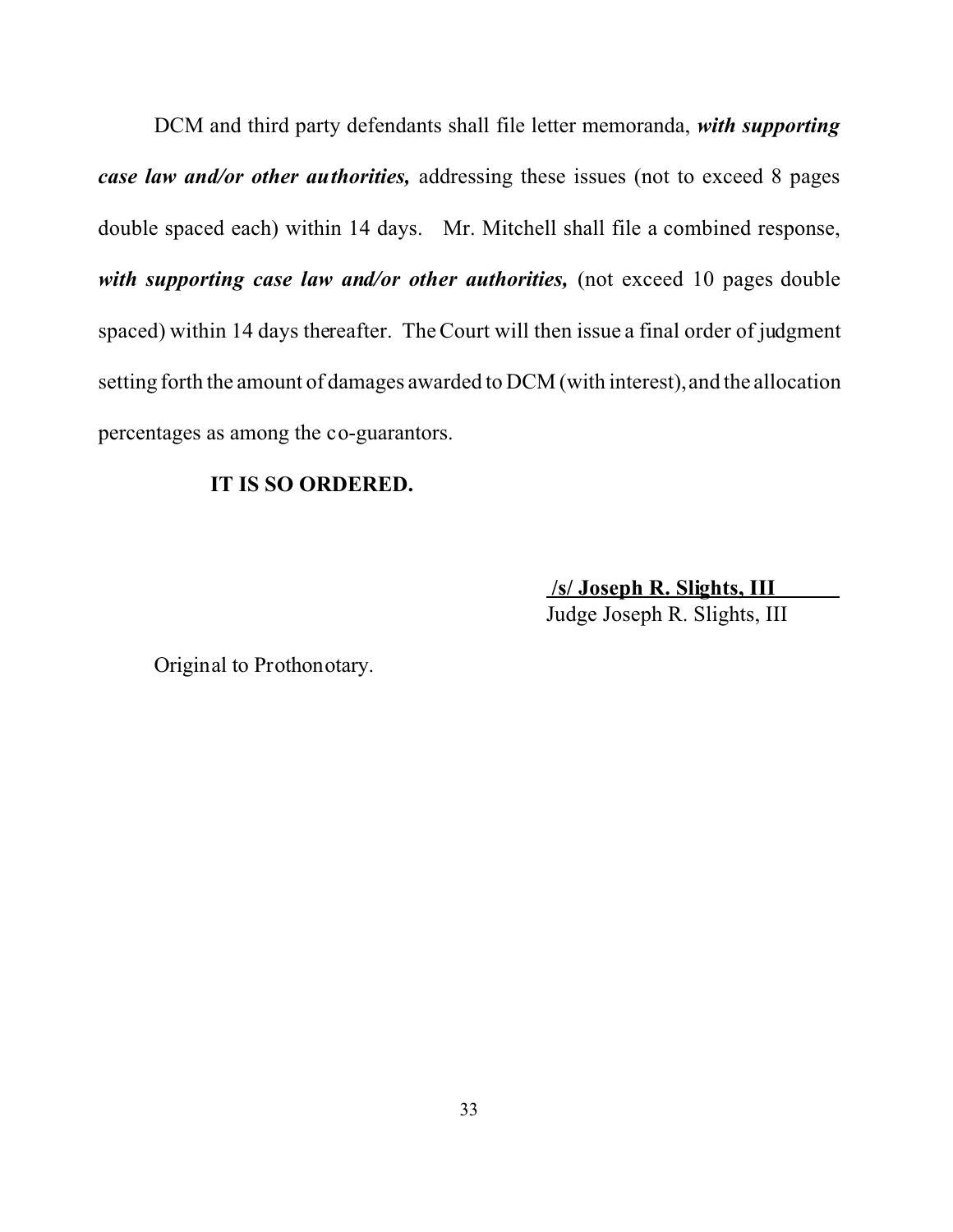DCM and third party defendants shall file letter memoranda, ***with supporting case law and/or other authorities,*** addressing these issues (not to exceed 8 pages double spaced each) within 14 days. Mr. Mitchell shall file a combined response, ***with supporting case law and/or other authorities,*** (not exceed 10 pages double spaced) within 14 days thereafter. The Court will then issue a final order of judgment setting forth the amount of damages awarded to DCM (with interest), and the allocation percentages as among the co-guarantors.

**IT IS SO ORDERED.**

**/s/ Joseph R. Slights, III**
Judge Joseph R. Slights, III

Original to Prothonotary.